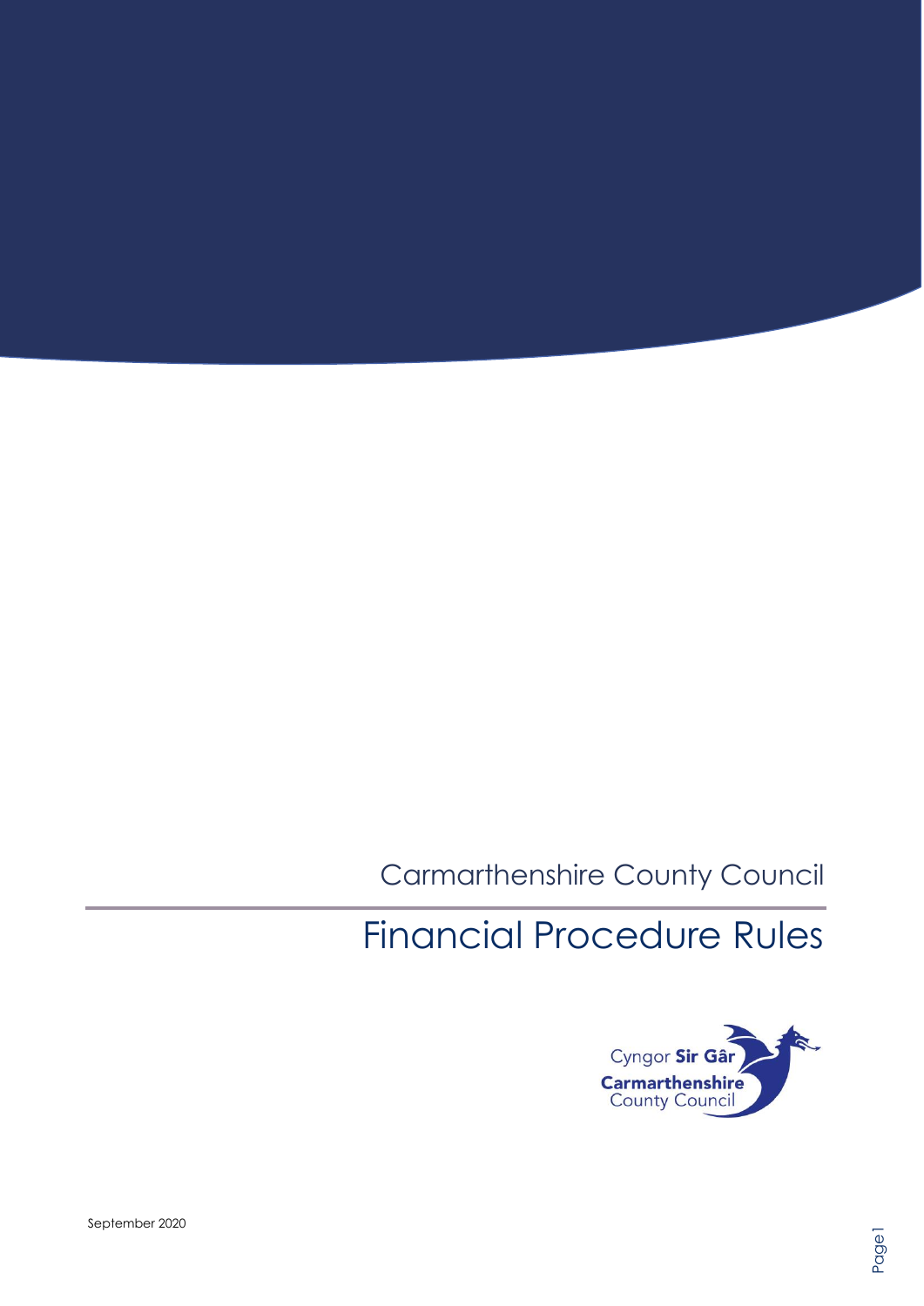Carmarthenshire County Council

# Financial Procedure Rules

Cyngor **Sir Gâr**
**Carmarthenshire**
County Council

September 2020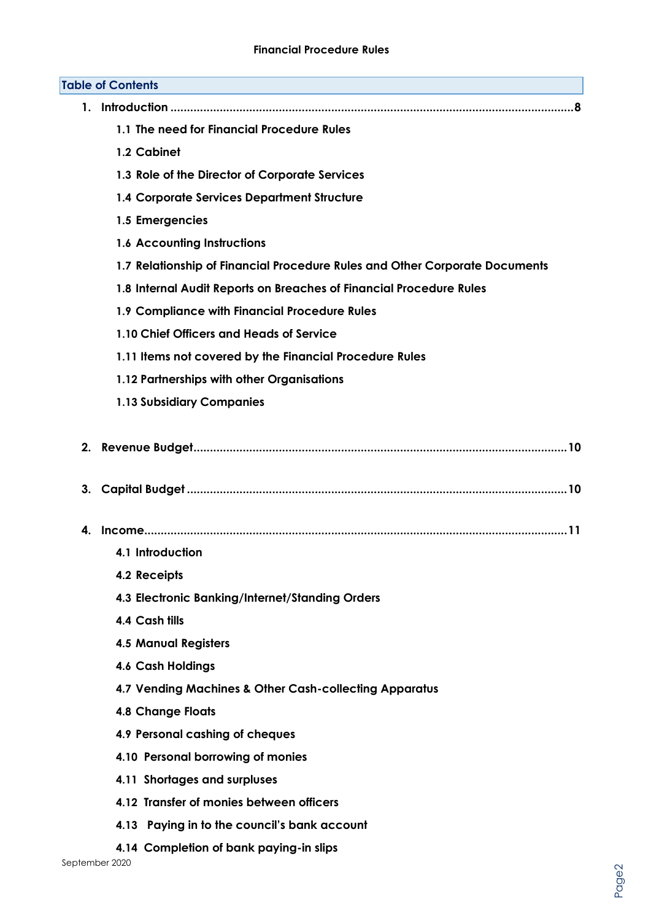**Financial Procedure Rules**

## Table of Contents

1. **Introduction** ........................................................................ 8
    - **1.1 The need for Financial Procedure Rules**
    - **1.2 Cabinet**
    - **1.3 Role of the Director of Corporate Services**
    - **1.4 Corporate Services Department Structure**
    - **1.5 Emergencies**
    - **1.6 Accounting Instructions**
    - **1.7 Relationship of Financial Procedure Rules and Other Corporate Documents**
    - **1.8 Internal Audit Reports on Breaches of Financial Procedure Rules**
    - **1.9 Compliance with Financial Procedure Rules**
    - **1.10 Chief Officers and Heads of Service**
    - **1.11 Items not covered by the Financial Procedure Rules**
    - **1.12 Partnerships with other Organisations**
    - **1.13 Subsidiary Companies**

2. **Revenue Budget** ........................................................................ 10

3. **Capital Budget** ........................................................................ 10

4. **Income** ........................................................................ 11
    - **4.1 Introduction**
    - **4.2 Receipts**
    - **4.3 Electronic Banking/Internet/Standing Orders**
    - **4.4 Cash tills**
    - **4.5 Manual Registers**
    - **4.6 Cash Holdings**
    - **4.7 Vending Machines & Other Cash-collecting Apparatus**
    - **4.8 Change Floats**
    - **4.9 Personal cashing of cheques**
    - **4.10 Personal borrowing of monies**
    - **4.11 Shortages and surpluses**
    - **4.12 Transfer of monies between officers**
    - **4.13 Paying in to the council's bank account**
    - **4.14 Completion of bank paying-in slips**

September 2020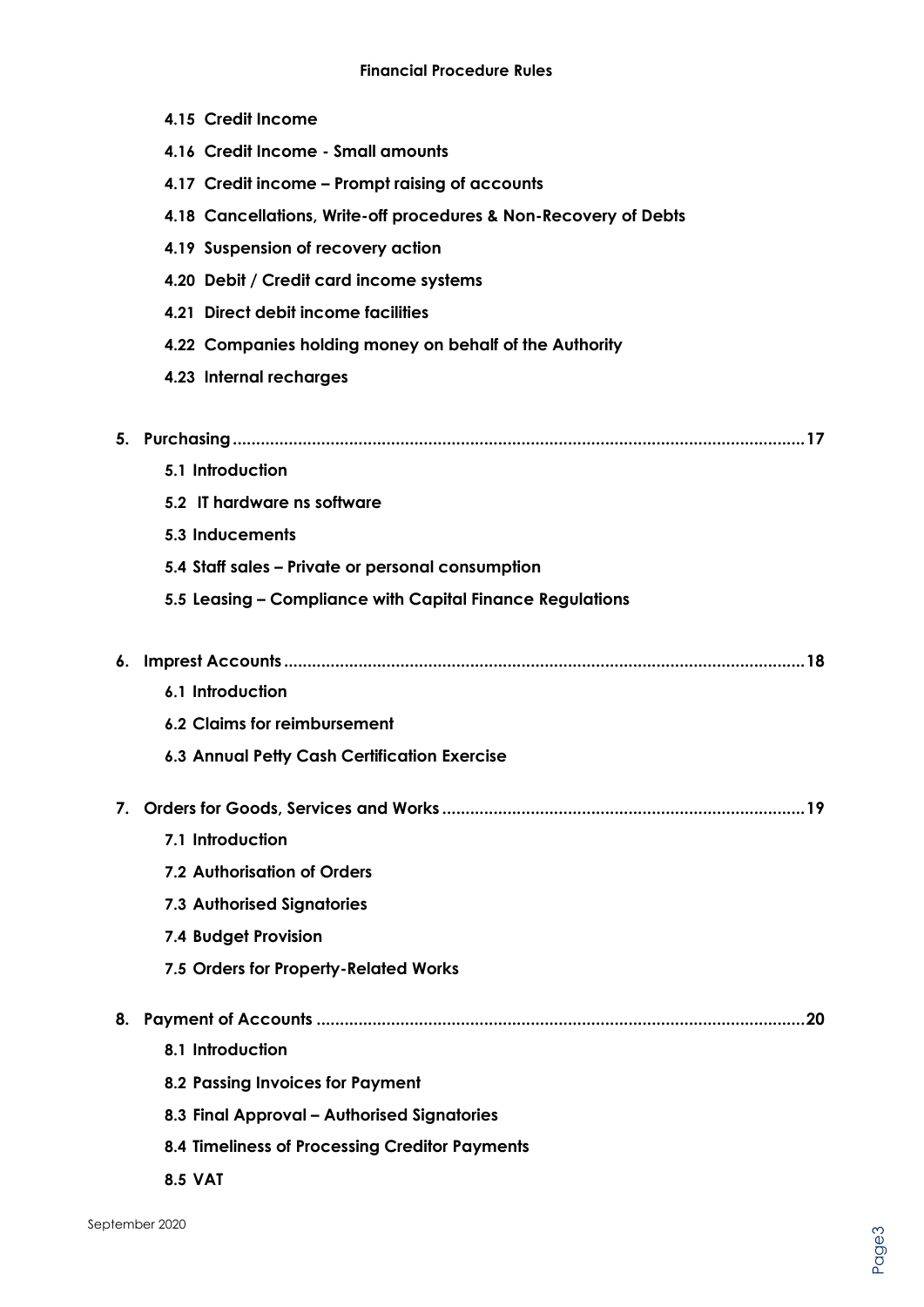**4.15 Credit Income**

**4.16 Credit Income - Small amounts**

**4.17 Credit income – Prompt raising of accounts**

**4.18 Cancellations, Write-off procedures & Non-Recovery of Debts**

**4.19 Suspension of recovery action**

**4.20 Debit / Credit card income systems**

**4.21 Direct debit income facilities**

**4.22 Companies holding money on behalf of the Authority**

**4.23 Internal recharges**

**5. Purchasing .......................................................................................................... 17**

**5.1 Introduction**

**5.2 IT hardware ns software**

**5.3 Inducements**

**5.4 Staff sales – Private or personal consumption**

**5.5 Leasing – Compliance with Capital Finance Regulations**

**6. Imprest Accounts ................................................................................................ 18**

**6.1 Introduction**

**6.2 Claims for reimbursement**

**6.3 Annual Petty Cash Certification Exercise**

**7. Orders for Goods, Services and Works ............................................................... 19**

**7.1 Introduction**

**7.2 Authorisation of Orders**

**7.3 Authorised Signatories**

**7.4 Budget Provision**

**7.5 Orders for Property-Related Works**

**8. Payment of Accounts ........................................................................................... 20**

**8.1 Introduction**

**8.2 Passing Invoices for Payment**

**8.3 Final Approval – Authorised Signatories**

**8.4 Timeliness of Processing Creditor Payments**

**8.5 VAT**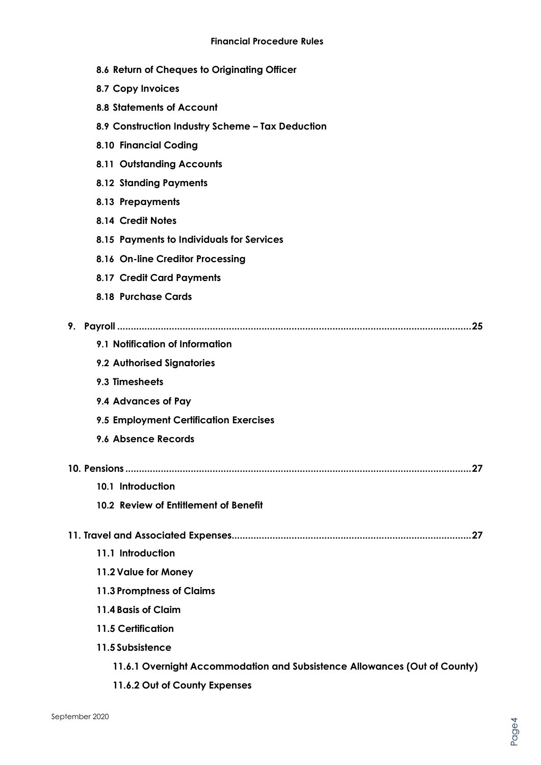8.6 Return of Cheques to Originating Officer

8.7 Copy Invoices

8.8 Statements of Account

8.9 Construction Industry Scheme – Tax Deduction

8.10 Financial Coding

8.11 Outstanding Accounts

8.12 Standing Payments

8.13 Prepayments

8.14 Credit Notes

8.15 Payments to Individuals for Services

8.16 On-line Creditor Processing

8.17 Credit Card Payments

8.18 Purchase Cards

**9. Payroll ....................................................................................................................25**

9.1 Notification of Information

9.2 Authorised Signatories

9.3 Timesheets

9.4 Advances of Pay

9.5 Employment Certification Exercises

9.6 Absence Records

**10. Pensions ................................................................................................................27**

10.1 Introduction

10.2 Review of Entitlement of Benefit

**11. Travel and Associated Expenses.........................................................................27**

11.1 Introduction

11.2 Value for Money

11.3 Promptness of Claims

11.4 Basis of Claim

11.5 Certification

11.5 Subsistence

11.6.1 Overnight Accommodation and Subsistence Allowances (Out of County)

11.6.2 Out of County Expenses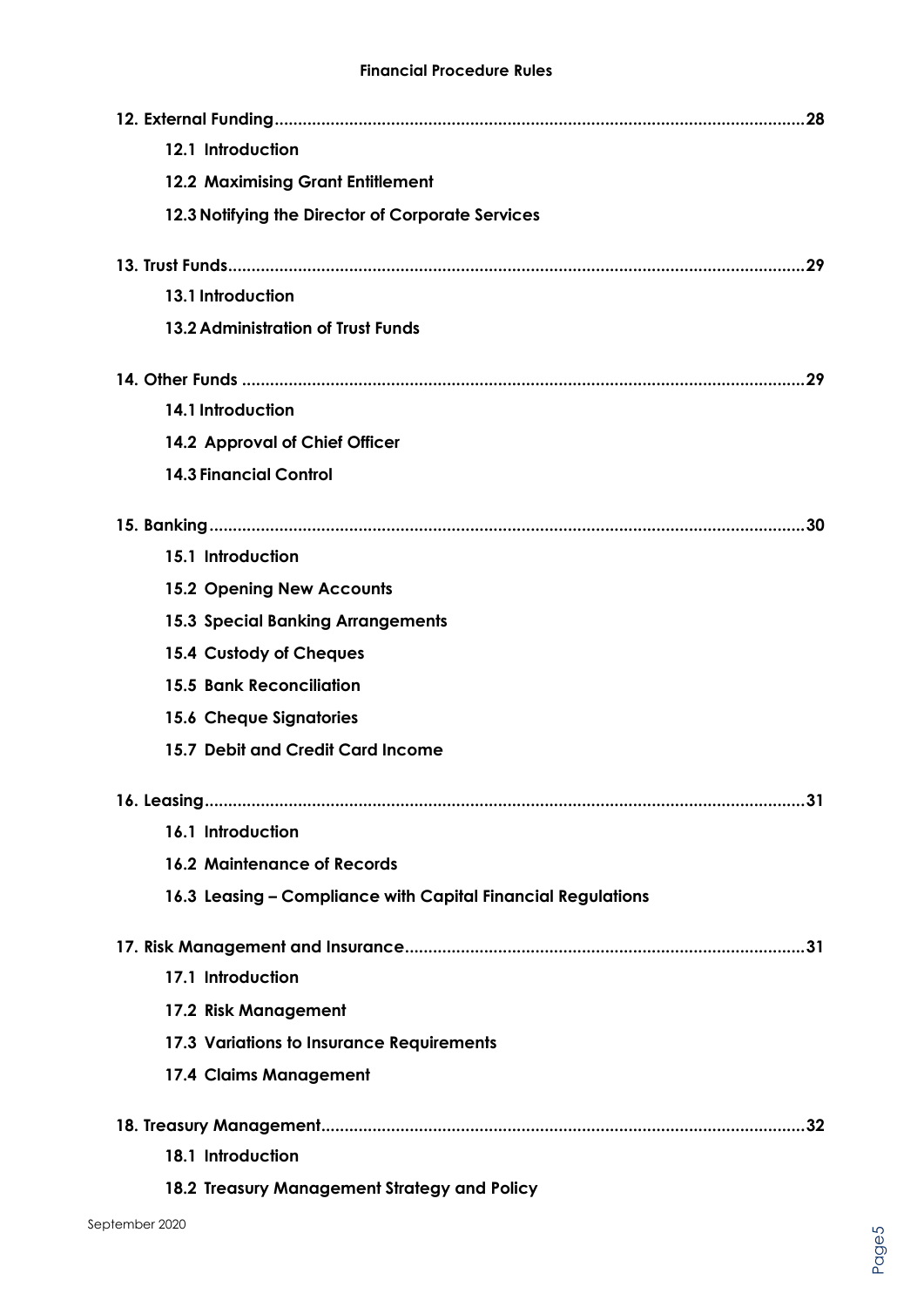**12. External Funding.................................................................................................................28**

- **12.1 Introduction**
- **12.2 Maximising Grant Entitlement**
- **12.3 Notifying the Director of Corporate Services**

**13. Trust Funds..........................................................................................................................29**

- **13.1 Introduction**
- **13.2 Administration of Trust Funds**

**14. Other Funds .......................................................................................................................29**

- **14.1 Introduction**
- **14.2 Approval of Chief Officer**
- **14.3 Financial Control**

**15. Banking..............................................................................................................................30**

- **15.1 Introduction**
- **15.2 Opening New Accounts**
- **15.3 Special Banking Arrangements**
- **15.4 Custody of Cheques**
- **15.5 Bank Reconciliation**
- **15.6 Cheque Signatories**
- **15.7 Debit and Credit Card Income**

**16. Leasing...............................................................................................................................31**

- **16.1 Introduction**
- **16.2 Maintenance of Records**
- **16.3 Leasing – Compliance with Capital Financial Regulations**

**17. Risk Management and Insurance.....................................................................................31**

- **17.1 Introduction**
- **17.2 Risk Management**
- **17.3 Variations to Insurance Requirements**
- **17.4 Claims Management**

**18. Treasury Management.......................................................................................................32**

- **18.1 Introduction**
- **18.2 Treasury Management Strategy and Policy**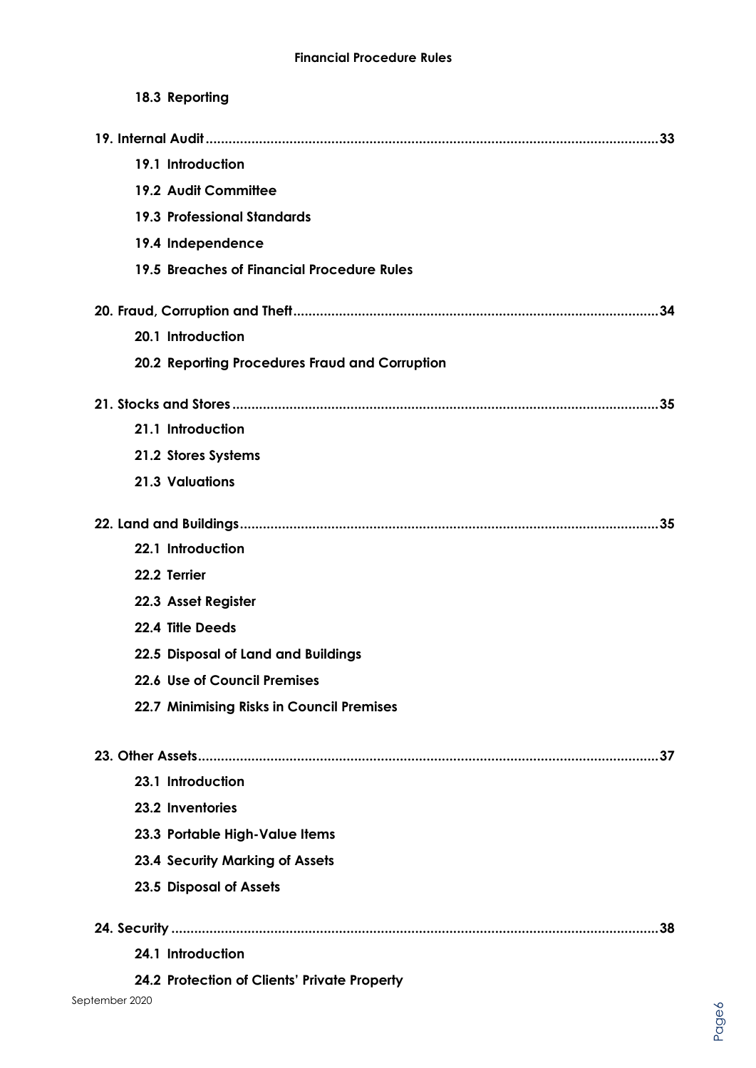**18.3 Reporting**

**19. Internal Audit** .......... 33

- **19.1 Introduction**
- **19.2 Audit Committee**
- **19.3 Professional Standards**
- **19.4 Independence**
- **19.5 Breaches of Financial Procedure Rules**

**20. Fraud, Corruption and Theft** .......... 34

- **20.1 Introduction**
- **20.2 Reporting Procedures Fraud and Corruption**

**21. Stocks and Stores** .......... 35

- **21.1 Introduction**
- **21.2 Stores Systems**
- **21.3 Valuations**

**22. Land and Buildings** .......... 35

- **22.1 Introduction**
- **22.2 Terrier**
- **22.3 Asset Register**
- **22.4 Title Deeds**
- **22.5 Disposal of Land and Buildings**
- **22.6 Use of Council Premises**
- **22.7 Minimising Risks in Council Premises**

**23. Other Assets** .......... 37

- **23.1 Introduction**
- **23.2 Inventories**
- **23.3 Portable High-Value Items**
- **23.4 Security Marking of Assets**
- **23.5 Disposal of Assets**

**24. Security** .......... 38

- **24.1 Introduction**
- **24.2 Protection of Clients' Private Property**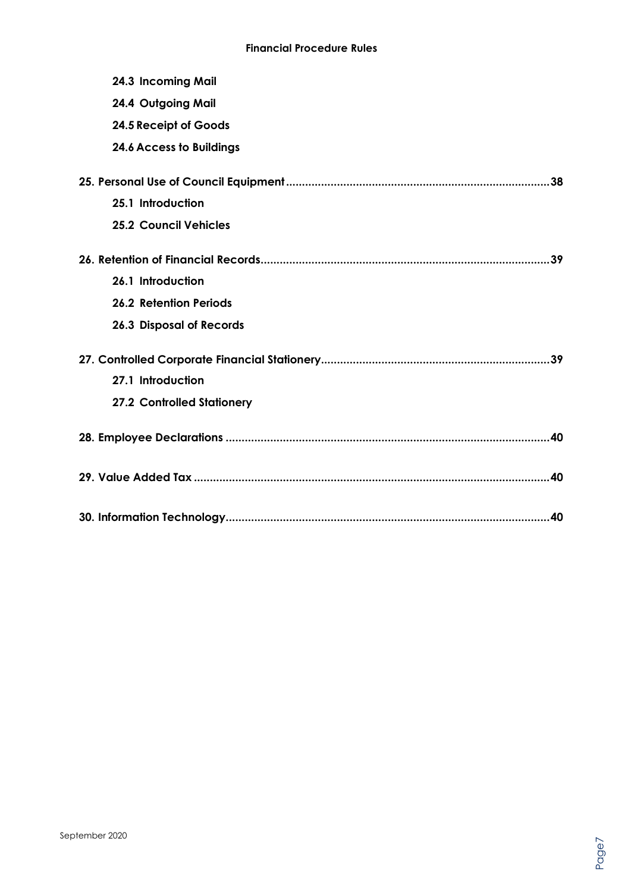24.3 Incoming Mail

24.4 Outgoing Mail

24.5 Receipt of Goods

24.6 Access to Buildings

**25. Personal Use of Council Equipment ........................................................................................38**

25.1 Introduction

25.2 Council Vehicles

**26. Retention of Financial Records........................................................................................39**

26.1 Introduction

26.2 Retention Periods

26.3 Disposal of Records

**27. Controlled Corporate Financial Stationery........................................................................39**

27.1 Introduction

27.2 Controlled Stationery

**28. Employee Declarations ........................................................................................40**

**29. Value Added Tax ........................................................................................40**

**30. Information Technology........................................................................................40**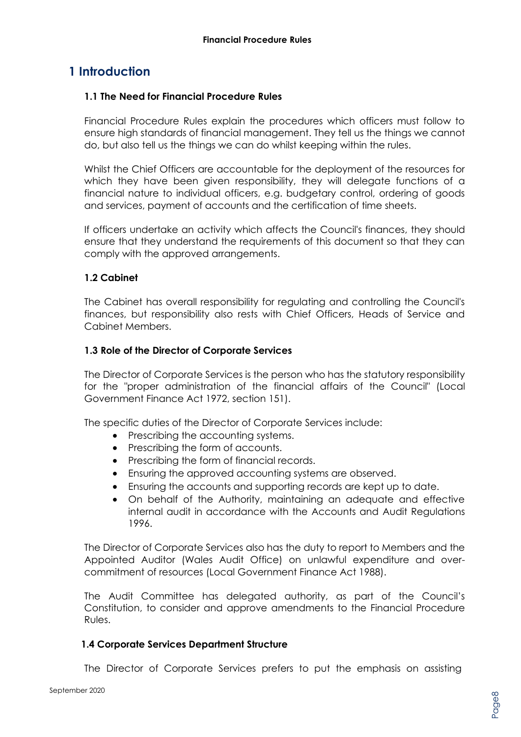# 1 Introduction

### 1.1 The Need for Financial Procedure Rules

Financial Procedure Rules explain the procedures which officers must follow to ensure high standards of financial management. They tell us the things we cannot do, but also tell us the things we can do whilst keeping within the rules.

Whilst the Chief Officers are accountable for the deployment of the resources for which they have been given responsibility, they will delegate functions of a financial nature to individual officers, e.g. budgetary control, ordering of goods and services, payment of accounts and the certification of time sheets.

If officers undertake an activity which affects the Council's finances, they should ensure that they understand the requirements of this document so that they can comply with the approved arrangements.

### 1.2 Cabinet

The Cabinet has overall responsibility for regulating and controlling the Council's finances, but responsibility also rests with Chief Officers, Heads of Service and Cabinet Members.

### 1.3 Role of the Director of Corporate Services

The Director of Corporate Services is the person who has the statutory responsibility for the "proper administration of the financial affairs of the Council" (Local Government Finance Act 1972, section 151).

The specific duties of the Director of Corporate Services include:

- Prescribing the accounting systems.
- Prescribing the form of accounts.
- Prescribing the form of financial records.
- Ensuring the approved accounting systems are observed.
- Ensuring the accounts and supporting records are kept up to date.
- On behalf of the Authority, maintaining an adequate and effective internal audit in accordance with the Accounts and Audit Regulations 1996.

The Director of Corporate Services also has the duty to report to Members and the Appointed Auditor (Wales Audit Office) on unlawful expenditure and over-commitment of resources (Local Government Finance Act 1988).

The Audit Committee has delegated authority, as part of the Council's Constitution, to consider and approve amendments to the Financial Procedure Rules.

### 1.4 Corporate Services Department Structure

The Director of Corporate Services prefers to put the emphasis on assisting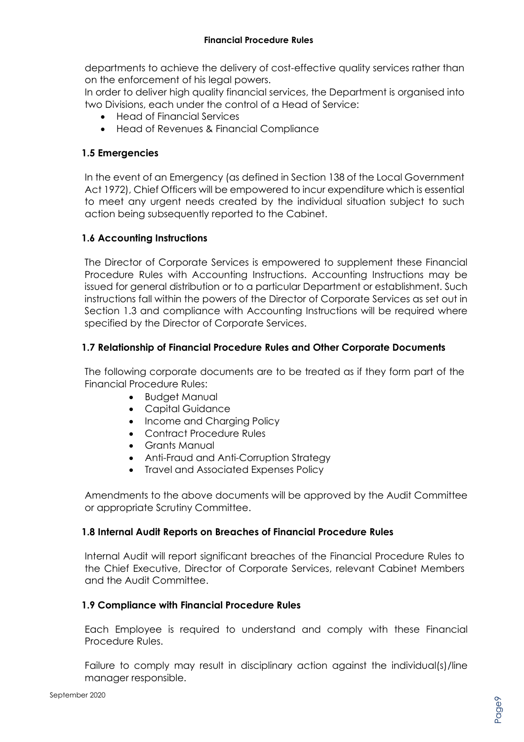departments to achieve the delivery of cost-effective quality services rather than on the enforcement of his legal powers.

In order to deliver high quality financial services, the Department is organised into two Divisions, each under the control of a Head of Service:

- Head of Financial Services
- Head of Revenues & Financial Compliance

### 1.5 Emergencies

In the event of an Emergency (as defined in Section 138 of the Local Government Act 1972), Chief Officers will be empowered to incur expenditure which is essential to meet any urgent needs created by the individual situation subject to such action being subsequently reported to the Cabinet.

### 1.6 Accounting Instructions

The Director of Corporate Services is empowered to supplement these Financial Procedure Rules with Accounting Instructions. Accounting Instructions may be issued for general distribution or to a particular Department or establishment. Such instructions fall within the powers of the Director of Corporate Services as set out in Section 1.3 and compliance with Accounting Instructions will be required where specified by the Director of Corporate Services.

### 1.7 Relationship of Financial Procedure Rules and Other Corporate Documents

The following corporate documents are to be treated as if they form part of the Financial Procedure Rules:

- Budget Manual
- Capital Guidance
- Income and Charging Policy
- Contract Procedure Rules
- Grants Manual
- Anti-Fraud and Anti-Corruption Strategy
- Travel and Associated Expenses Policy

Amendments to the above documents will be approved by the Audit Committee or appropriate Scrutiny Committee.

### 1.8 Internal Audit Reports on Breaches of Financial Procedure Rules

Internal Audit will report significant breaches of the Financial Procedure Rules to the Chief Executive, Director of Corporate Services, relevant Cabinet Members and the Audit Committee.

### 1.9 Compliance with Financial Procedure Rules

Each Employee is required to understand and comply with these Financial Procedure Rules.

Failure to comply may result in disciplinary action against the individual(s)/line manager responsible.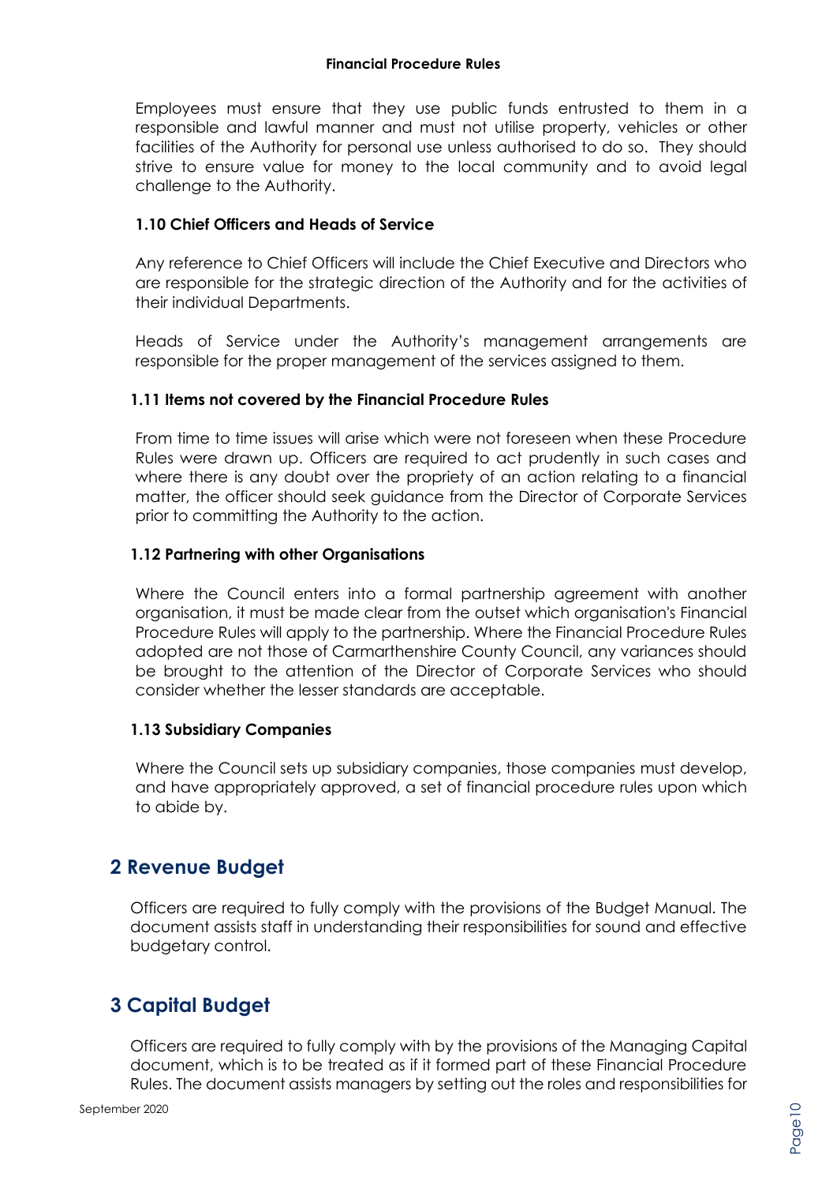Employees must ensure that they use public funds entrusted to them in a responsible and lawful manner and must not utilise property, vehicles or other facilities of the Authority for personal use unless authorised to do so. They should strive to ensure value for money to the local community and to avoid legal challenge to the Authority.

### 1.10 Chief Officers and Heads of Service

Any reference to Chief Officers will include the Chief Executive and Directors who are responsible for the strategic direction of the Authority and for the activities of their individual Departments.

Heads of Service under the Authority's management arrangements are responsible for the proper management of the services assigned to them.

### 1.11 Items not covered by the Financial Procedure Rules

From time to time issues will arise which were not foreseen when these Procedure Rules were drawn up. Officers are required to act prudently in such cases and where there is any doubt over the propriety of an action relating to a financial matter, the officer should seek guidance from the Director of Corporate Services prior to committing the Authority to the action.

### 1.12 Partnering with other Organisations

Where the Council enters into a formal partnership agreement with another organisation, it must be made clear from the outset which organisation's Financial Procedure Rules will apply to the partnership. Where the Financial Procedure Rules adopted are not those of Carmarthenshire County Council, any variances should be brought to the attention of the Director of Corporate Services who should consider whether the lesser standards are acceptable.

### 1.13 Subsidiary Companies

Where the Council sets up subsidiary companies, those companies must develop, and have appropriately approved, a set of financial procedure rules upon which to abide by.

## 2 Revenue Budget

Officers are required to fully comply with the provisions of the Budget Manual. The document assists staff in understanding their responsibilities for sound and effective budgetary control.

## 3 Capital Budget

Officers are required to fully comply with by the provisions of the Managing Capital document, which is to be treated as if it formed part of these Financial Procedure Rules. The document assists managers by setting out the roles and responsibilities for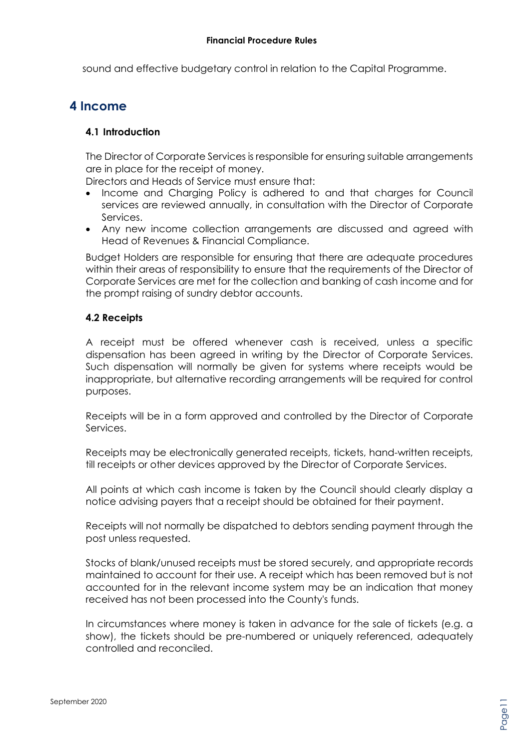sound and effective budgetary control in relation to the Capital Programme.

# 4 Income

### 4.1 Introduction

The Director of Corporate Services is responsible for ensuring suitable arrangements are in place for the receipt of money.
Directors and Heads of Service must ensure that:

- Income and Charging Policy is adhered to and that charges for Council services are reviewed annually, in consultation with the Director of Corporate Services.
- Any new income collection arrangements are discussed and agreed with Head of Revenues & Financial Compliance.

Budget Holders are responsible for ensuring that there are adequate procedures within their areas of responsibility to ensure that the requirements of the Director of Corporate Services are met for the collection and banking of cash income and for the prompt raising of sundry debtor accounts.

### 4.2 Receipts

A receipt must be offered whenever cash is received, unless a specific dispensation has been agreed in writing by the Director of Corporate Services. Such dispensation will normally be given for systems where receipts would be inappropriate, but alternative recording arrangements will be required for control purposes.

Receipts will be in a form approved and controlled by the Director of Corporate Services.

Receipts may be electronically generated receipts, tickets, hand-written receipts, till receipts or other devices approved by the Director of Corporate Services.

All points at which cash income is taken by the Council should clearly display a notice advising payers that a receipt should be obtained for their payment.

Receipts will not normally be dispatched to debtors sending payment through the post unless requested.

Stocks of blank/unused receipts must be stored securely, and appropriate records maintained to account for their use. A receipt which has been removed but is not accounted for in the relevant income system may be an indication that money received has not been processed into the County's funds.

In circumstances where money is taken in advance for the sale of tickets (e.g. a show), the tickets should be pre-numbered or uniquely referenced, adequately controlled and reconciled.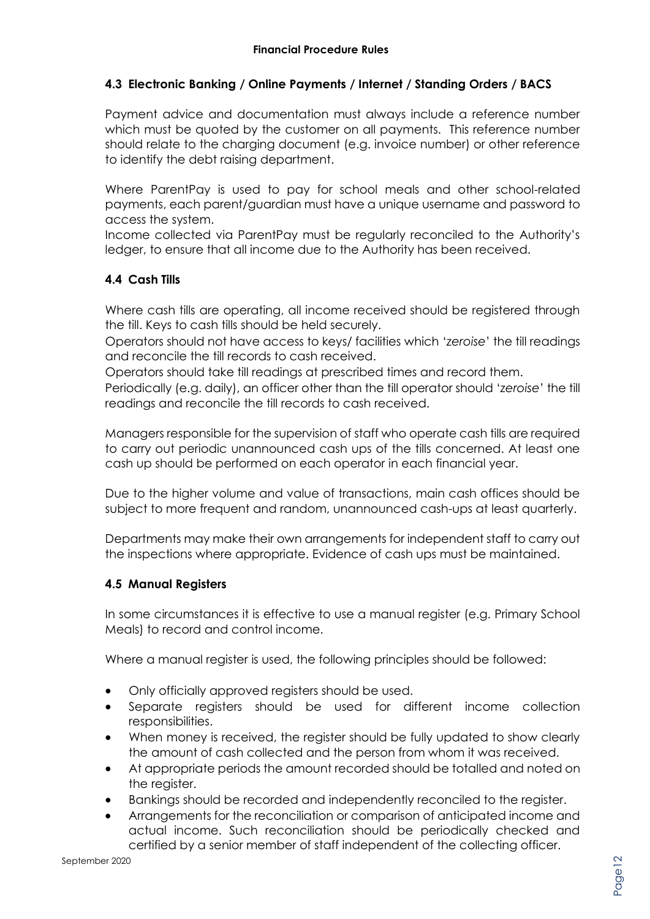### 4.3 Electronic Banking / Online Payments / Internet / Standing Orders / BACS

Payment advice and documentation must always include a reference number which must be quoted by the customer on all payments. This reference number should relate to the charging document (e.g. invoice number) or other reference to identify the debt raising department.

Where ParentPay is used to pay for school meals and other school-related payments, each parent/guardian must have a unique username and password to access the system.

Income collected via ParentPay must be regularly reconciled to the Authority's ledger, to ensure that all income due to the Authority has been received.

### 4.4 Cash Tills

Where cash tills are operating, all income received should be registered through the till. Keys to cash tills should be held securely.

Operators should not have access to keys/ facilities which '*zeroise*' the till readings and reconcile the till records to cash received.

Operators should take till readings at prescribed times and record them.

Periodically (e.g. daily), an officer other than the till operator should '*zeroise*' the till readings and reconcile the till records to cash received.

Managers responsible for the supervision of staff who operate cash tills are required to carry out periodic unannounced cash ups of the tills concerned. At least one cash up should be performed on each operator in each financial year.

Due to the higher volume and value of transactions, main cash offices should be subject to more frequent and random, unannounced cash-ups at least quarterly.

Departments may make their own arrangements for independent staff to carry out the inspections where appropriate. Evidence of cash ups must be maintained.

### 4.5 Manual Registers

In some circumstances it is effective to use a manual register (e.g. Primary School Meals) to record and control income.

Where a manual register is used, the following principles should be followed:

- Only officially approved registers should be used.
- Separate registers should be used for different income collection responsibilities.
- When money is received, the register should be fully updated to show clearly the amount of cash collected and the person from whom it was received.
- At appropriate periods the amount recorded should be totalled and noted on the register.
- Bankings should be recorded and independently reconciled to the register.
- Arrangements for the reconciliation or comparison of anticipated income and actual income. Such reconciliation should be periodically checked and certified by a senior member of staff independent of the collecting officer.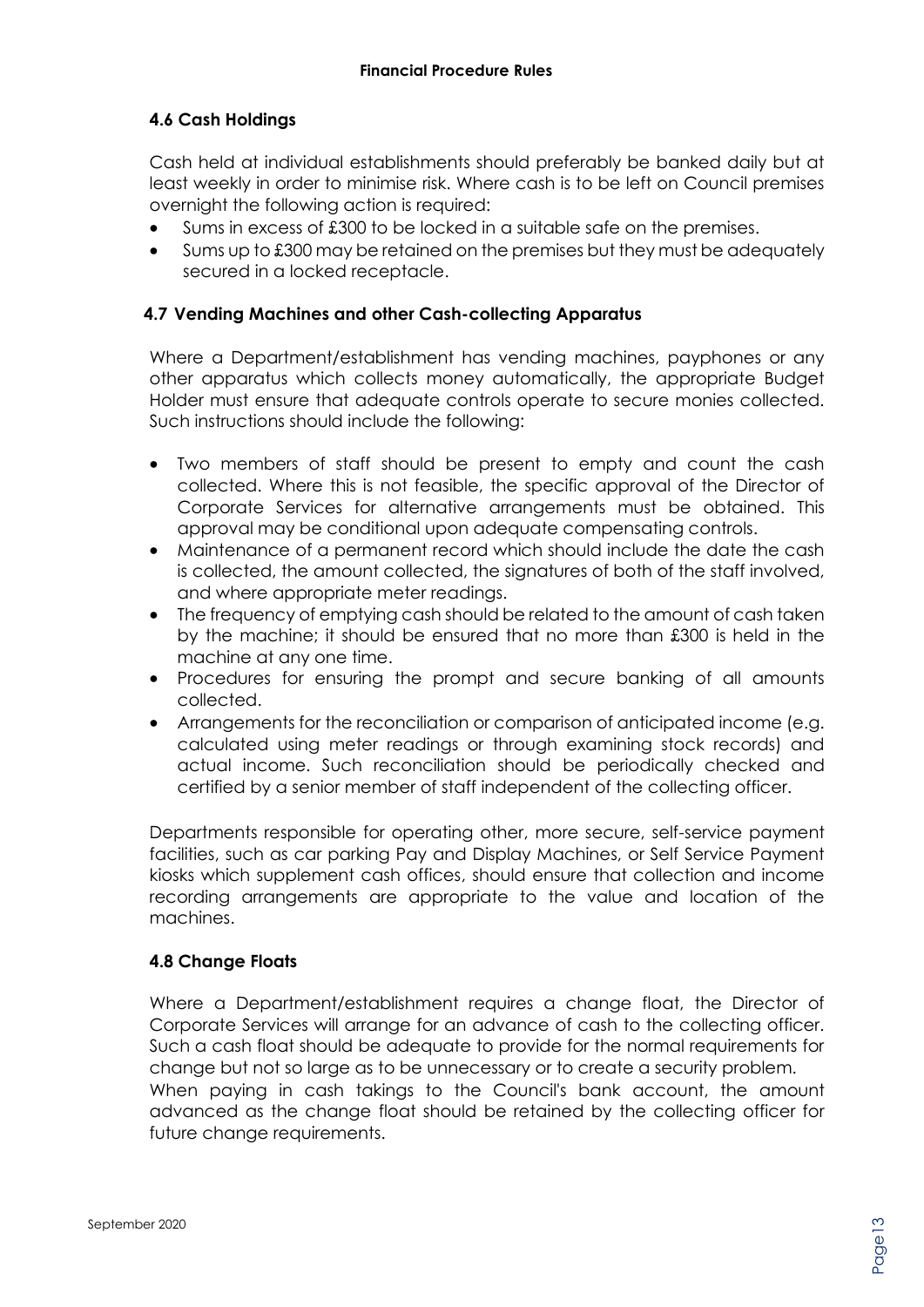### 4.6 Cash Holdings

Cash held at individual establishments should preferably be banked daily but at least weekly in order to minimise risk. Where cash is to be left on Council premises overnight the following action is required:

- Sums in excess of £300 to be locked in a suitable safe on the premises.
- Sums up to £300 may be retained on the premises but they must be adequately secured in a locked receptacle.

### 4.7 Vending Machines and other Cash-collecting Apparatus

Where a Department/establishment has vending machines, payphones or any other apparatus which collects money automatically, the appropriate Budget Holder must ensure that adequate controls operate to secure monies collected. Such instructions should include the following:

- Two members of staff should be present to empty and count the cash collected. Where this is not feasible, the specific approval of the Director of Corporate Services for alternative arrangements must be obtained. This approval may be conditional upon adequate compensating controls.
- Maintenance of a permanent record which should include the date the cash is collected, the amount collected, the signatures of both of the staff involved, and where appropriate meter readings.
- The frequency of emptying cash should be related to the amount of cash taken by the machine; it should be ensured that no more than £300 is held in the machine at any one time.
- Procedures for ensuring the prompt and secure banking of all amounts collected.
- Arrangements for the reconciliation or comparison of anticipated income (e.g. calculated using meter readings or through examining stock records) and actual income. Such reconciliation should be periodically checked and certified by a senior member of staff independent of the collecting officer.

Departments responsible for operating other, more secure, self-service payment facilities, such as car parking Pay and Display Machines, or Self Service Payment kiosks which supplement cash offices, should ensure that collection and income recording arrangements are appropriate to the value and location of the machines.

### 4.8 Change Floats

Where a Department/establishment requires a change float, the Director of Corporate Services will arrange for an advance of cash to the collecting officer. Such a cash float should be adequate to provide for the normal requirements for change but not so large as to be unnecessary or to create a security problem.
When paying in cash takings to the Council's bank account, the amount advanced as the change float should be retained by the collecting officer for future change requirements.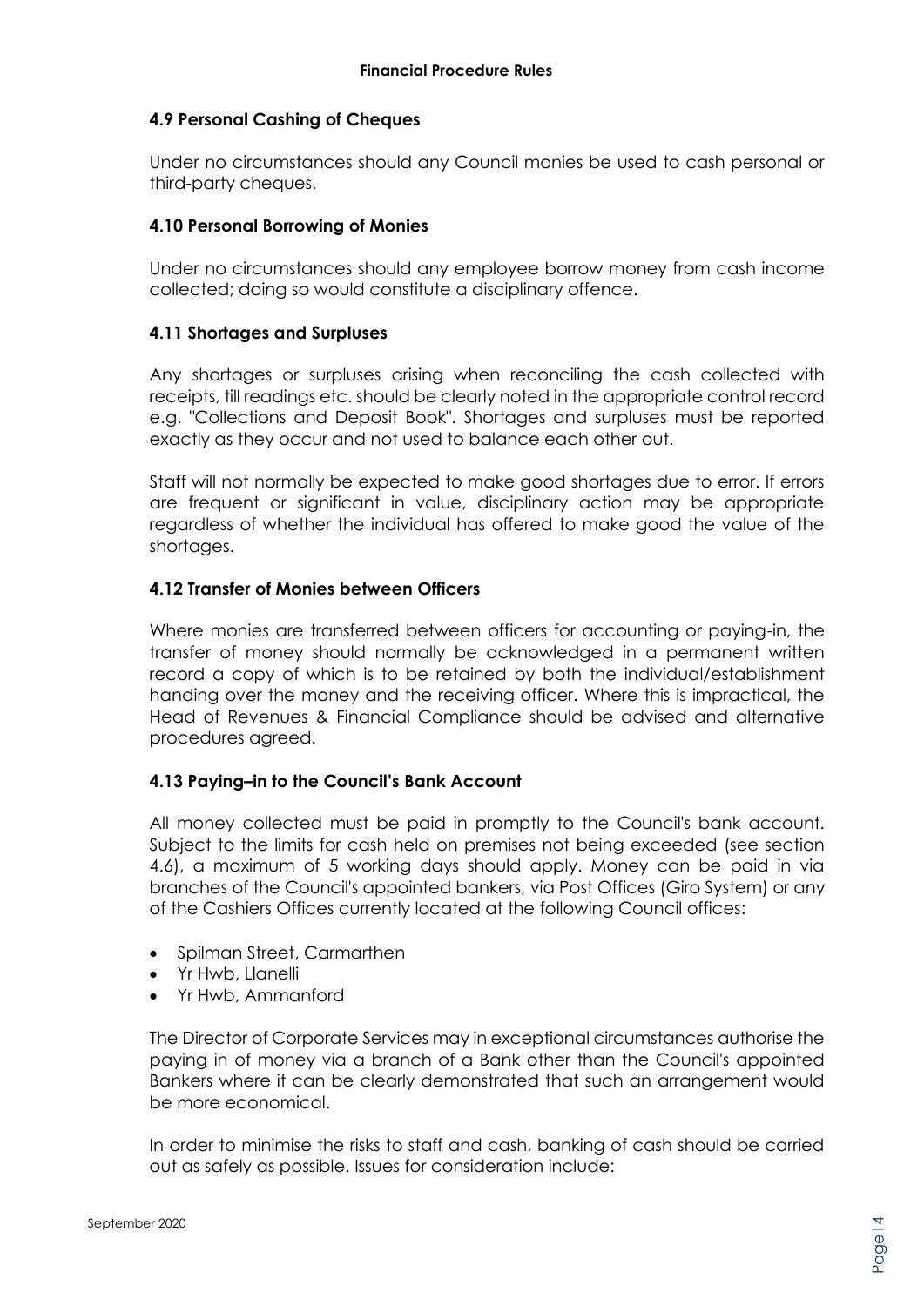### 4.9 Personal Cashing of Cheques

Under no circumstances should any Council monies be used to cash personal or third-party cheques.

### 4.10 Personal Borrowing of Monies

Under no circumstances should any employee borrow money from cash income collected; doing so would constitute a disciplinary offence.

### 4.11 Shortages and Surpluses

Any shortages or surpluses arising when reconciling the cash collected with receipts, till readings etc. should be clearly noted in the appropriate control record e.g. "Collections and Deposit Book". Shortages and surpluses must be reported exactly as they occur and not used to balance each other out.

Staff will not normally be expected to make good shortages due to error. If errors are frequent or significant in value, disciplinary action may be appropriate regardless of whether the individual has offered to make good the value of the shortages.

### 4.12 Transfer of Monies between Officers

Where monies are transferred between officers for accounting or paying-in, the transfer of money should normally be acknowledged in a permanent written record a copy of which is to be retained by both the individual/establishment handing over the money and the receiving officer. Where this is impractical, the Head of Revenues & Financial Compliance should be advised and alternative procedures agreed.

### 4.13 Paying–in to the Council's Bank Account

All money collected must be paid in promptly to the Council's bank account. Subject to the limits for cash held on premises not being exceeded (see section 4.6), a maximum of 5 working days should apply. Money can be paid in via branches of the Council's appointed bankers, via Post Offices (Giro System) or any of the Cashiers Offices currently located at the following Council offices:

- Spilman Street, Carmarthen
- Yr Hwb, Llanelli
- Yr Hwb, Ammanford

The Director of Corporate Services may in exceptional circumstances authorise the paying in of money via a branch of a Bank other than the Council's appointed Bankers where it can be clearly demonstrated that such an arrangement would be more economical.

In order to minimise the risks to staff and cash, banking of cash should be carried out as safely as possible. Issues for consideration include: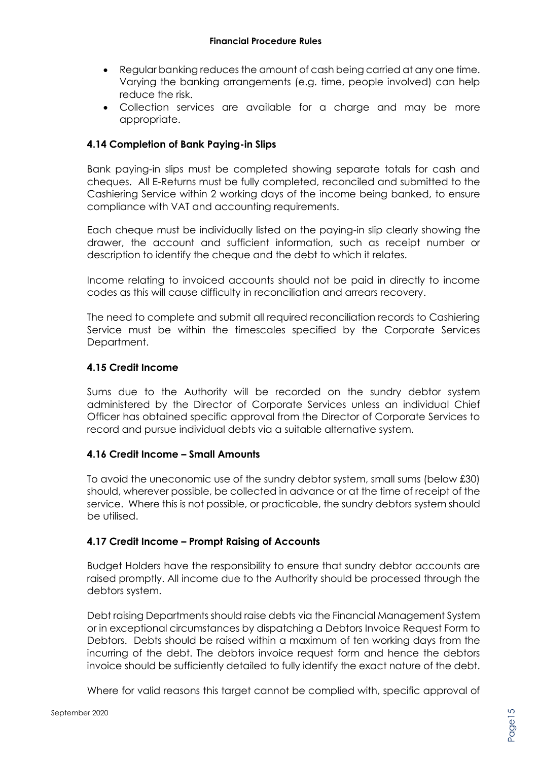- Regular banking reduces the amount of cash being carried at any one time. Varying the banking arrangements (e.g. time, people involved) can help reduce the risk.
- Collection services are available for a charge and may be more appropriate.

### 4.14 Completion of Bank Paying-in Slips

Bank paying-in slips must be completed showing separate totals for cash and cheques. All E-Returns must be fully completed, reconciled and submitted to the Cashiering Service within 2 working days of the income being banked, to ensure compliance with VAT and accounting requirements.

Each cheque must be individually listed on the paying-in slip clearly showing the drawer, the account and sufficient information, such as receipt number or description to identify the cheque and the debt to which it relates.

Income relating to invoiced accounts should not be paid in directly to income codes as this will cause difficulty in reconciliation and arrears recovery.

The need to complete and submit all required reconciliation records to Cashiering Service must be within the timescales specified by the Corporate Services Department.

### 4.15 Credit Income

Sums due to the Authority will be recorded on the sundry debtor system administered by the Director of Corporate Services unless an individual Chief Officer has obtained specific approval from the Director of Corporate Services to record and pursue individual debts via a suitable alternative system.

### 4.16 Credit Income – Small Amounts

To avoid the uneconomic use of the sundry debtor system, small sums (below £30) should, wherever possible, be collected in advance or at the time of receipt of the service. Where this is not possible, or practicable, the sundry debtors system should be utilised.

### 4.17 Credit Income – Prompt Raising of Accounts

Budget Holders have the responsibility to ensure that sundry debtor accounts are raised promptly. All income due to the Authority should be processed through the debtors system.

Debt raising Departments should raise debts via the Financial Management System or in exceptional circumstances by dispatching a Debtors Invoice Request Form to Debtors. Debts should be raised within a maximum of ten working days from the incurring of the debt. The debtors invoice request form and hence the debtors invoice should be sufficiently detailed to fully identify the exact nature of the debt.

Where for valid reasons this target cannot be complied with, specific approval of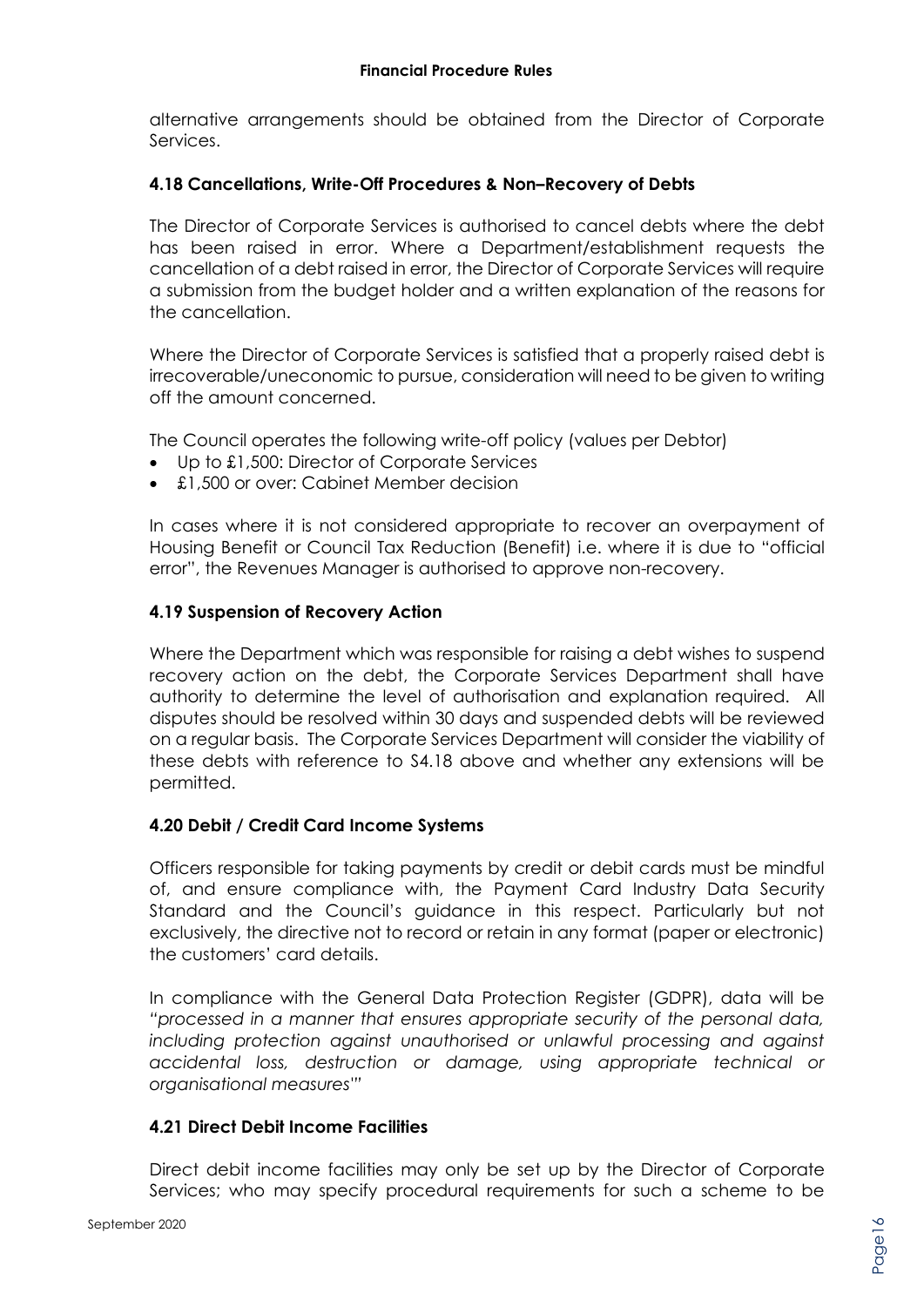alternative arrangements should be obtained from the Director of Corporate Services.

### 4.18 Cancellations, Write-Off Procedures & Non–Recovery of Debts

The Director of Corporate Services is authorised to cancel debts where the debt has been raised in error. Where a Department/establishment requests the cancellation of a debt raised in error, the Director of Corporate Services will require a submission from the budget holder and a written explanation of the reasons for the cancellation.

Where the Director of Corporate Services is satisfied that a properly raised debt is irrecoverable/uneconomic to pursue, consideration will need to be given to writing off the amount concerned.

The Council operates the following write-off policy (values per Debtor)

- Up to £1,500: Director of Corporate Services
- £1,500 or over: Cabinet Member decision

In cases where it is not considered appropriate to recover an overpayment of Housing Benefit or Council Tax Reduction (Benefit) i.e. where it is due to "official error", the Revenues Manager is authorised to approve non-recovery.

### 4.19 Suspension of Recovery Action

Where the Department which was responsible for raising a debt wishes to suspend recovery action on the debt, the Corporate Services Department shall have authority to determine the level of authorisation and explanation required. All disputes should be resolved within 30 days and suspended debts will be reviewed on a regular basis. The Corporate Services Department will consider the viability of these debts with reference to S4.18 above and whether any extensions will be permitted.

### 4.20 Debit / Credit Card Income Systems

Officers responsible for taking payments by credit or debit cards must be mindful of, and ensure compliance with, the Payment Card Industry Data Security Standard and the Council's guidance in this respect. Particularly but not exclusively, the directive not to record or retain in any format (paper or electronic) the customers' card details.

In compliance with the General Data Protection Register (GDPR), data will be *"processed in a manner that ensures appropriate security of the personal data, including protection against unauthorised or unlawful processing and against accidental loss, destruction or damage, using appropriate technical or organisational measures'"*

### 4.21 Direct Debit Income Facilities

Direct debit income facilities may only be set up by the Director of Corporate Services; who may specify procedural requirements for such a scheme to be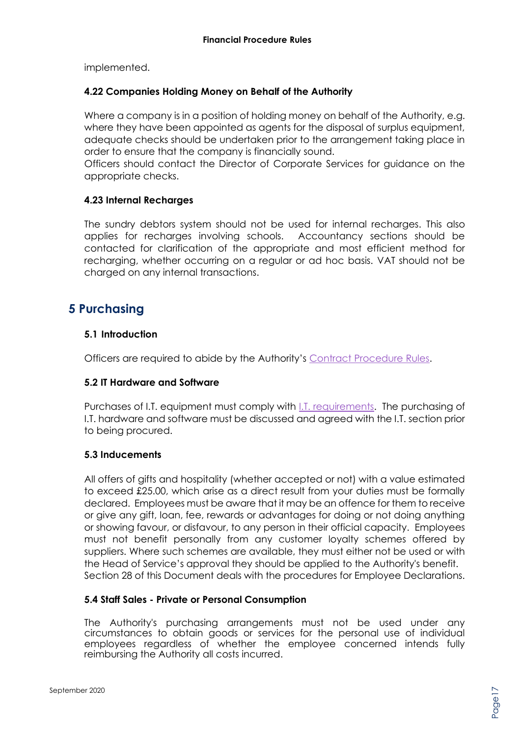implemented.

### 4.22 Companies Holding Money on Behalf of the Authority

Where a company is in a position of holding money on behalf of the Authority, e.g. where they have been appointed as agents for the disposal of surplus equipment, adequate checks should be undertaken prior to the arrangement taking place in order to ensure that the company is financially sound.
Officers should contact the Director of Corporate Services for guidance on the appropriate checks.

### 4.23 Internal Recharges

The sundry debtors system should not be used for internal recharges. This also applies for recharges involving schools. Accountancy sections should be contacted for clarification of the appropriate and most efficient method for recharging, whether occurring on a regular or ad hoc basis. VAT should not be charged on any internal transactions.

## 5 Purchasing

### 5.1 Introduction

Officers are required to abide by the Authority's Contract Procedure Rules.

### 5.2 IT Hardware and Software

Purchases of I.T. equipment must comply with I.T. requirements. The purchasing of I.T. hardware and software must be discussed and agreed with the I.T. section prior to being procured.

### 5.3 Inducements

All offers of gifts and hospitality (whether accepted or not) with a value estimated to exceed £25.00, which arise as a direct result from your duties must be formally declared. Employees must be aware that it may be an offence for them to receive or give any gift, loan, fee, rewards or advantages for doing or not doing anything or showing favour, or disfavour, to any person in their official capacity. Employees must not benefit personally from any customer loyalty schemes offered by suppliers. Where such schemes are available, they must either not be used or with the Head of Service's approval they should be applied to the Authority's benefit.
Section 28 of this Document deals with the procedures for Employee Declarations.

### 5.4 Staff Sales - Private or Personal Consumption

The Authority's purchasing arrangements must not be used under any circumstances to obtain goods or services for the personal use of individual employees regardless of whether the employee concerned intends fully reimbursing the Authority all costs incurred.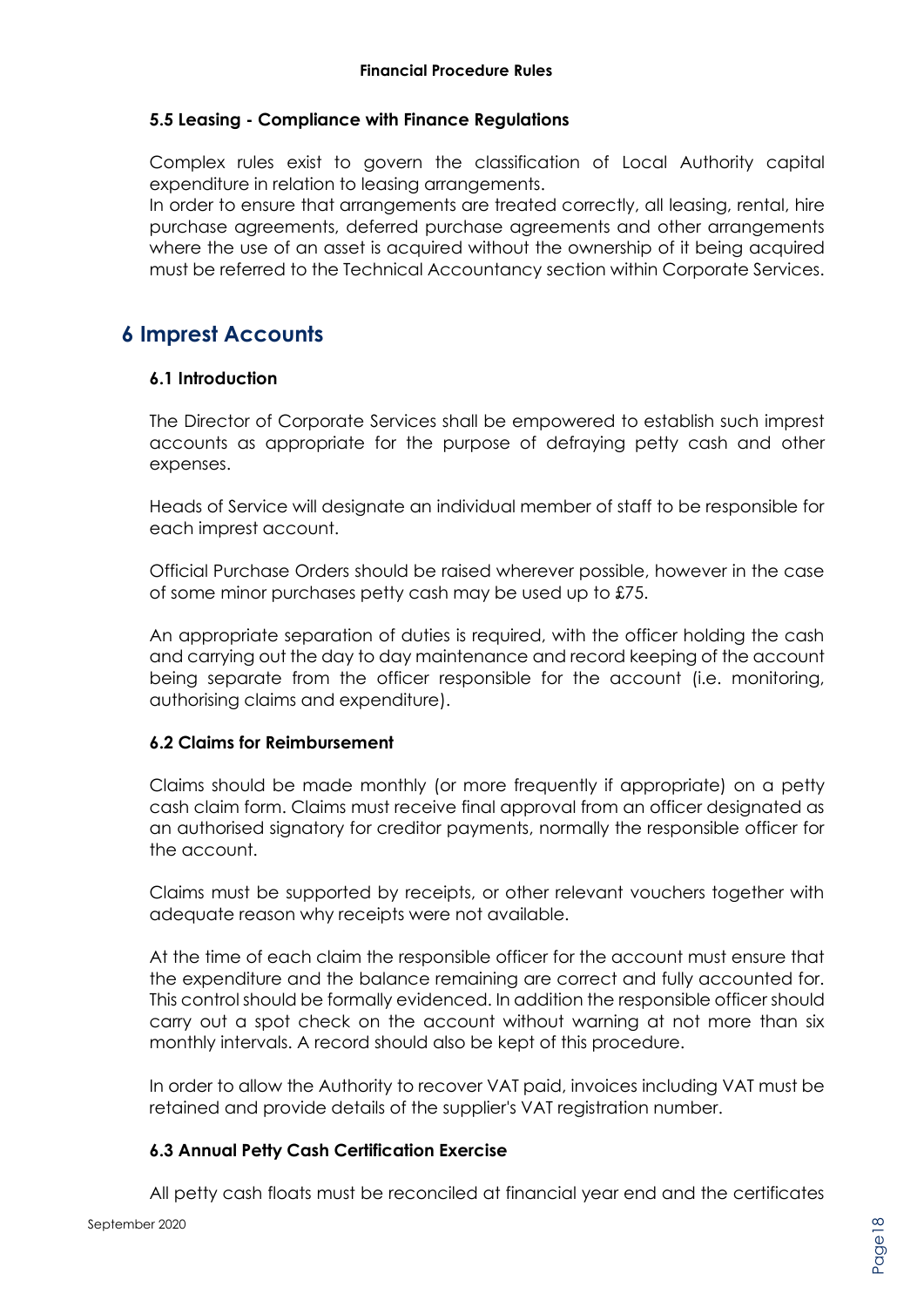### 5.5 Leasing - Compliance with Finance Regulations

Complex rules exist to govern the classification of Local Authority capital expenditure in relation to leasing arrangements.

In order to ensure that arrangements are treated correctly, all leasing, rental, hire purchase agreements, deferred purchase agreements and other arrangements where the use of an asset is acquired without the ownership of it being acquired must be referred to the Technical Accountancy section within Corporate Services.

## 6 Imprest Accounts

### 6.1 Introduction

The Director of Corporate Services shall be empowered to establish such imprest accounts as appropriate for the purpose of defraying petty cash and other expenses.

Heads of Service will designate an individual member of staff to be responsible for each imprest account.

Official Purchase Orders should be raised wherever possible, however in the case of some minor purchases petty cash may be used up to £75.

An appropriate separation of duties is required, with the officer holding the cash and carrying out the day to day maintenance and record keeping of the account being separate from the officer responsible for the account (i.e. monitoring, authorising claims and expenditure).

### 6.2 Claims for Reimbursement

Claims should be made monthly (or more frequently if appropriate) on a petty cash claim form. Claims must receive final approval from an officer designated as an authorised signatory for creditor payments, normally the responsible officer for the account.

Claims must be supported by receipts, or other relevant vouchers together with adequate reason why receipts were not available.

At the time of each claim the responsible officer for the account must ensure that the expenditure and the balance remaining are correct and fully accounted for. This control should be formally evidenced. In addition the responsible officer should carry out a spot check on the account without warning at not more than six monthly intervals. A record should also be kept of this procedure.

In order to allow the Authority to recover VAT paid, invoices including VAT must be retained and provide details of the supplier's VAT registration number.

### 6.3 Annual Petty Cash Certification Exercise

All petty cash floats must be reconciled at financial year end and the certificates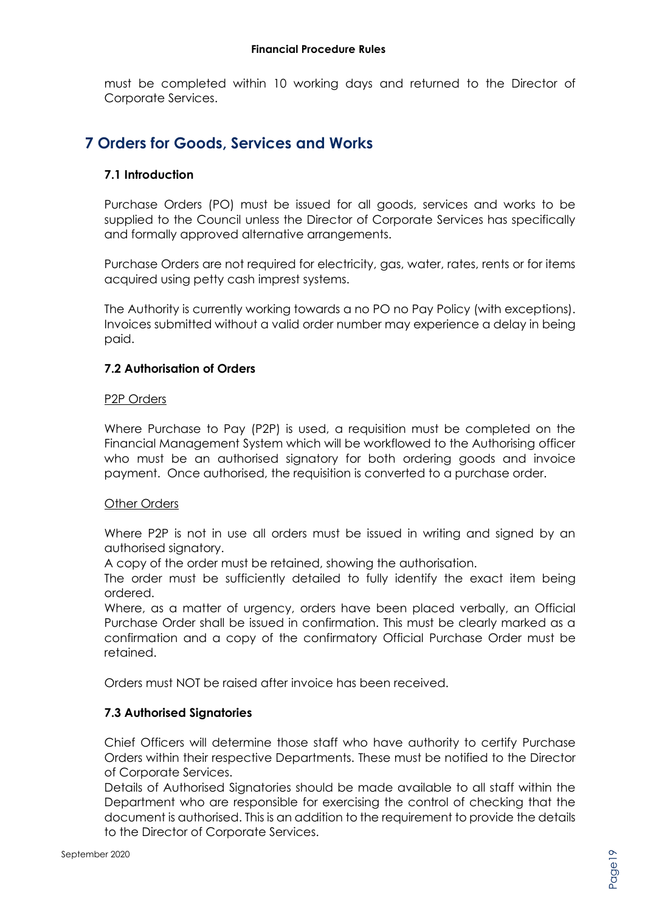must be completed within 10 working days and returned to the Director of Corporate Services.

## 7 Orders for Goods, Services and Works

### 7.1 Introduction

Purchase Orders (PO) must be issued for all goods, services and works to be supplied to the Council unless the Director of Corporate Services has specifically and formally approved alternative arrangements.

Purchase Orders are not required for electricity, gas, water, rates, rents or for items acquired using petty cash imprest systems.

The Authority is currently working towards a no PO no Pay Policy (with exceptions). Invoices submitted without a valid order number may experience a delay in being paid.

### 7.2 Authorisation of Orders

P2P Orders

Where Purchase to Pay (P2P) is used, a requisition must be completed on the Financial Management System which will be workflowed to the Authorising officer who must be an authorised signatory for both ordering goods and invoice payment. Once authorised, the requisition is converted to a purchase order.

Other Orders

Where P2P is not in use all orders must be issued in writing and signed by an authorised signatory.
A copy of the order must be retained, showing the authorisation.
The order must be sufficiently detailed to fully identify the exact item being ordered.
Where, as a matter of urgency, orders have been placed verbally, an Official Purchase Order shall be issued in confirmation. This must be clearly marked as a confirmation and a copy of the confirmatory Official Purchase Order must be retained.

Orders must NOT be raised after invoice has been received.

### 7.3 Authorised Signatories

Chief Officers will determine those staff who have authority to certify Purchase Orders within their respective Departments. These must be notified to the Director of Corporate Services.
Details of Authorised Signatories should be made available to all staff within the Department who are responsible for exercising the control of checking that the document is authorised. This is an addition to the requirement to provide the details to the Director of Corporate Services.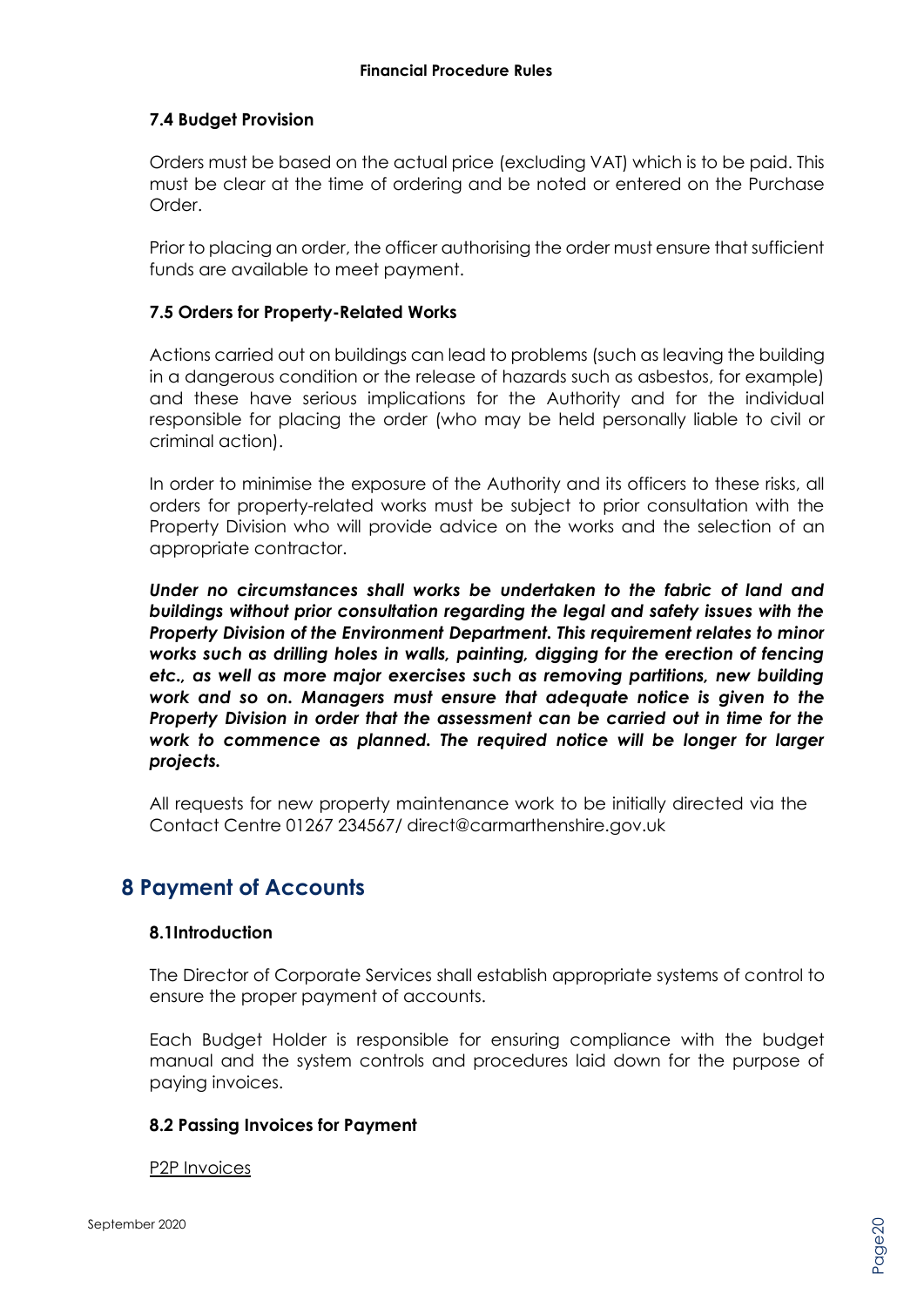### 7.4 Budget Provision

Orders must be based on the actual price (excluding VAT) which is to be paid. This must be clear at the time of ordering and be noted or entered on the Purchase Order.

Prior to placing an order, the officer authorising the order must ensure that sufficient funds are available to meet payment.

### 7.5 Orders for Property-Related Works

Actions carried out on buildings can lead to problems (such as leaving the building in a dangerous condition or the release of hazards such as asbestos, for example) and these have serious implications for the Authority and for the individual responsible for placing the order (who may be held personally liable to civil or criminal action).

In order to minimise the exposure of the Authority and its officers to these risks, all orders for property-related works must be subject to prior consultation with the Property Division who will provide advice on the works and the selection of an appropriate contractor.

***Under no circumstances shall works be undertaken to the fabric of land and buildings without prior consultation regarding the legal and safety issues with the Property Division of the Environment Department. This requirement relates to minor works such as drilling holes in walls, painting, digging for the erection of fencing etc., as well as more major exercises such as removing partitions, new building work and so on. Managers must ensure that adequate notice is given to the Property Division in order that the assessment can be carried out in time for the work to commence as planned. The required notice will be longer for larger projects.***

All requests for new property maintenance work to be initially directed via the Contact Centre 01267 234567/ direct@carmarthenshire.gov.uk

## 8 Payment of Accounts

### 8.1Introduction

The Director of Corporate Services shall establish appropriate systems of control to ensure the proper payment of accounts.

Each Budget Holder is responsible for ensuring compliance with the budget manual and the system controls and procedures laid down for the purpose of paying invoices.

### 8.2 Passing Invoices for Payment

P2P Invoices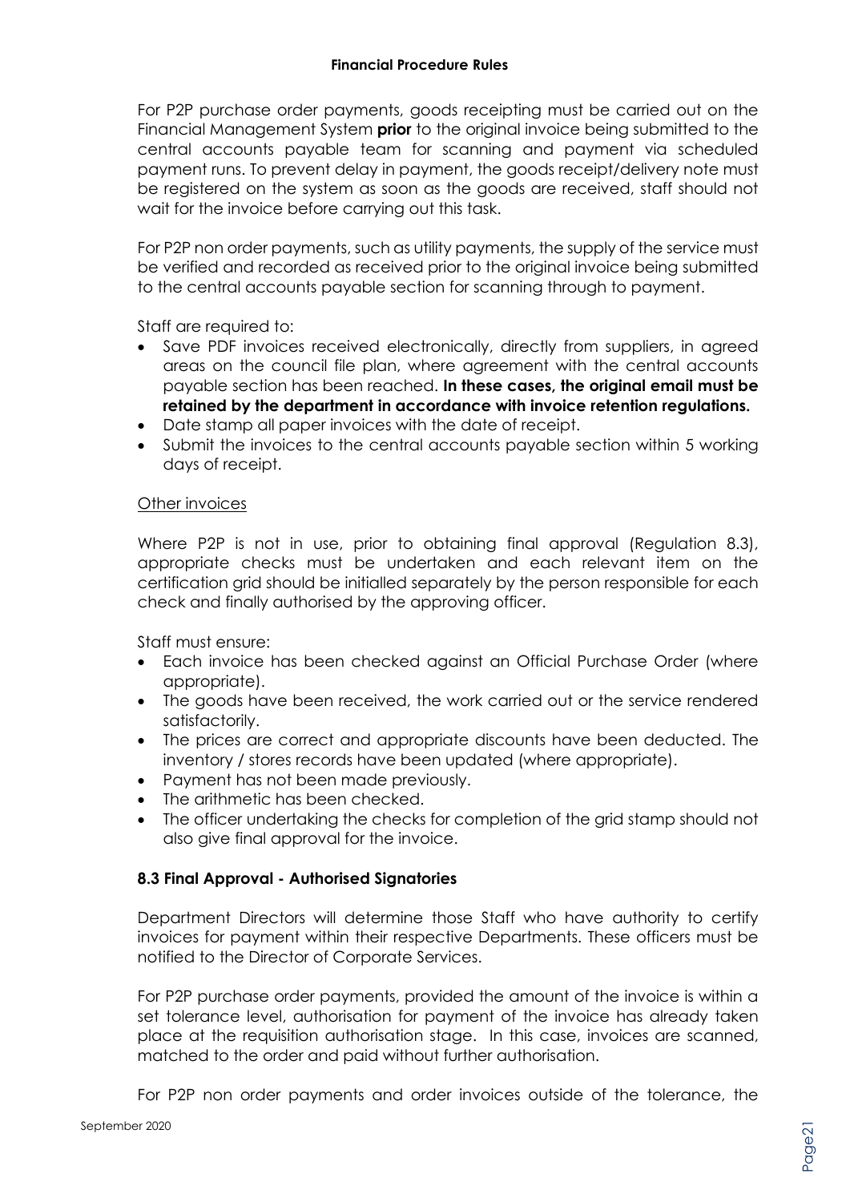For P2P purchase order payments, goods receipting must be carried out on the Financial Management System **prior** to the original invoice being submitted to the central accounts payable team for scanning and payment via scheduled payment runs. To prevent delay in payment, the goods receipt/delivery note must be registered on the system as soon as the goods are received, staff should not wait for the invoice before carrying out this task.

For P2P non order payments, such as utility payments, the supply of the service must be verified and recorded as received prior to the original invoice being submitted to the central accounts payable section for scanning through to payment.

Staff are required to:

- Save PDF invoices received electronically, directly from suppliers, in agreed areas on the council file plan, where agreement with the central accounts payable section has been reached. **In these cases, the original email must be retained by the department in accordance with invoice retention regulations.**
- Date stamp all paper invoices with the date of receipt.
- Submit the invoices to the central accounts payable section within 5 working days of receipt.

Other invoices

Where P2P is not in use, prior to obtaining final approval (Regulation 8.3), appropriate checks must be undertaken and each relevant item on the certification grid should be initialled separately by the person responsible for each check and finally authorised by the approving officer.

Staff must ensure:

- Each invoice has been checked against an Official Purchase Order (where appropriate).
- The goods have been received, the work carried out or the service rendered satisfactorily.
- The prices are correct and appropriate discounts have been deducted. The inventory / stores records have been updated (where appropriate).
- Payment has not been made previously.
- The arithmetic has been checked.
- The officer undertaking the checks for completion of the grid stamp should not also give final approval for the invoice.

### 8.3 Final Approval - Authorised Signatories

Department Directors will determine those Staff who have authority to certify invoices for payment within their respective Departments. These officers must be notified to the Director of Corporate Services.

For P2P purchase order payments, provided the amount of the invoice is within a set tolerance level, authorisation for payment of the invoice has already taken place at the requisition authorisation stage. In this case, invoices are scanned, matched to the order and paid without further authorisation.

For P2P non order payments and order invoices outside of the tolerance, the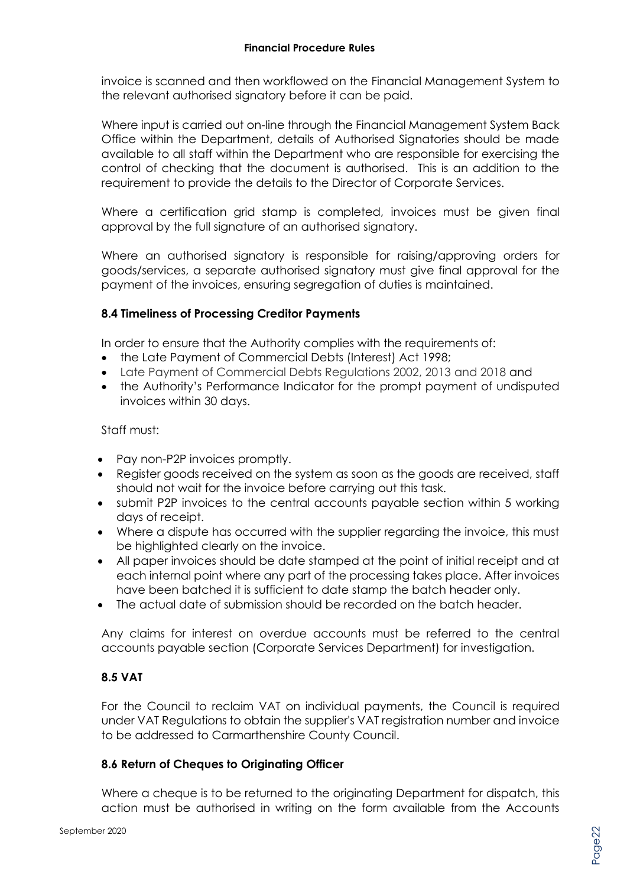invoice is scanned and then workflowed on the Financial Management System to the relevant authorised signatory before it can be paid.

Where input is carried out on-line through the Financial Management System Back Office within the Department, details of Authorised Signatories should be made available to all staff within the Department who are responsible for exercising the control of checking that the document is authorised. This is an addition to the requirement to provide the details to the Director of Corporate Services.

Where a certification grid stamp is completed, invoices must be given final approval by the full signature of an authorised signatory.

Where an authorised signatory is responsible for raising/approving orders for goods/services, a separate authorised signatory must give final approval for the payment of the invoices, ensuring segregation of duties is maintained.

### 8.4 Timeliness of Processing Creditor Payments

In order to ensure that the Authority complies with the requirements of:

- the Late Payment of Commercial Debts (Interest) Act 1998;
- Late Payment of Commercial Debts Regulations 2002, 2013 and 2018 and
- the Authority's Performance Indicator for the prompt payment of undisputed invoices within 30 days.

Staff must:

- Pay non-P2P invoices promptly.
- Register goods received on the system as soon as the goods are received, staff should not wait for the invoice before carrying out this task.
- submit P2P invoices to the central accounts payable section within 5 working days of receipt.
- Where a dispute has occurred with the supplier regarding the invoice, this must be highlighted clearly on the invoice.
- All paper invoices should be date stamped at the point of initial receipt and at each internal point where any part of the processing takes place. After invoices have been batched it is sufficient to date stamp the batch header only.
- The actual date of submission should be recorded on the batch header.

Any claims for interest on overdue accounts must be referred to the central accounts payable section (Corporate Services Department) for investigation.

### 8.5 VAT

For the Council to reclaim VAT on individual payments, the Council is required under VAT Regulations to obtain the supplier's VAT registration number and invoice to be addressed to Carmarthenshire County Council.

### 8.6 Return of Cheques to Originating Officer

Where a cheque is to be returned to the originating Department for dispatch, this action must be authorised in writing on the form available from the Accounts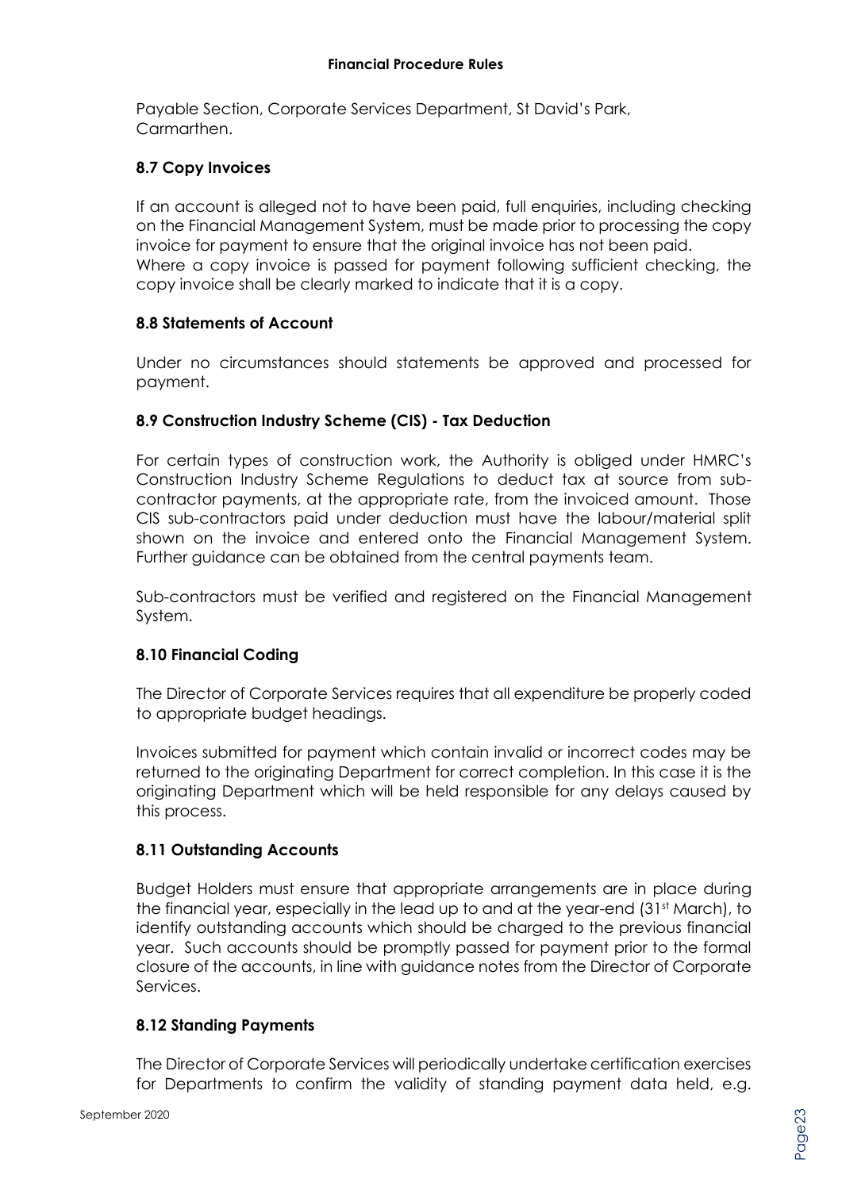Payable Section, Corporate Services Department, St David's Park, Carmarthen.

### 8.7 Copy Invoices

If an account is alleged not to have been paid, full enquiries, including checking on the Financial Management System, must be made prior to processing the copy invoice for payment to ensure that the original invoice has not been paid.
Where a copy invoice is passed for payment following sufficient checking, the copy invoice shall be clearly marked to indicate that it is a copy.

### 8.8 Statements of Account

Under no circumstances should statements be approved and processed for payment.

### 8.9 Construction Industry Scheme (CIS) - Tax Deduction

For certain types of construction work, the Authority is obliged under HMRC's Construction Industry Scheme Regulations to deduct tax at source from sub-contractor payments, at the appropriate rate, from the invoiced amount. Those CIS sub-contractors paid under deduction must have the labour/material split shown on the invoice and entered onto the Financial Management System. Further guidance can be obtained from the central payments team.

Sub-contractors must be verified and registered on the Financial Management System.

### 8.10 Financial Coding

The Director of Corporate Services requires that all expenditure be properly coded to appropriate budget headings.

Invoices submitted for payment which contain invalid or incorrect codes may be returned to the originating Department for correct completion. In this case it is the originating Department which will be held responsible for any delays caused by this process.

### 8.11 Outstanding Accounts

Budget Holders must ensure that appropriate arrangements are in place during the financial year, especially in the lead up to and at the year-end (31st March), to identify outstanding accounts which should be charged to the previous financial year. Such accounts should be promptly passed for payment prior to the formal closure of the accounts, in line with guidance notes from the Director of Corporate Services.

### 8.12 Standing Payments

The Director of Corporate Services will periodically undertake certification exercises for Departments to confirm the validity of standing payment data held, e.g.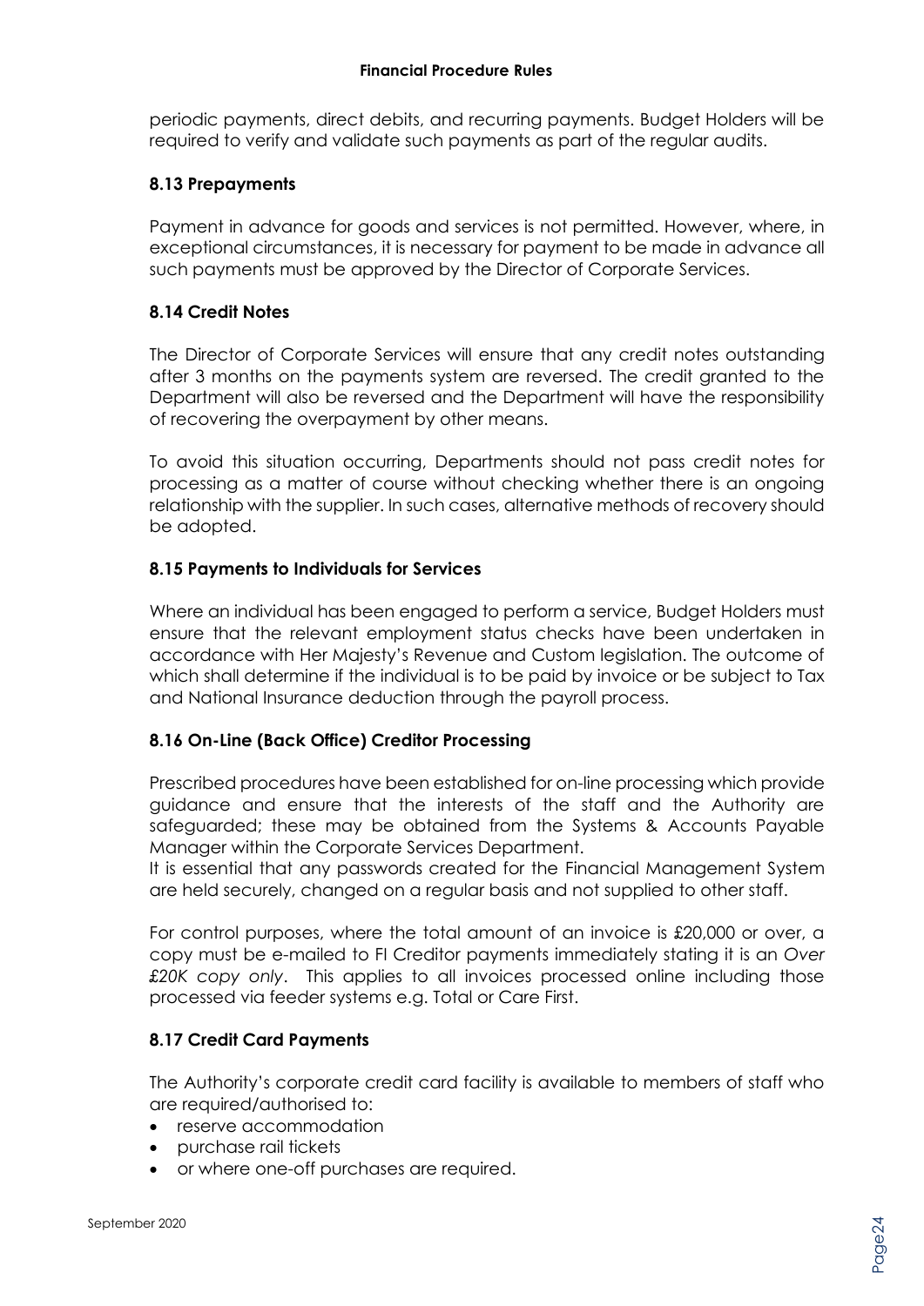periodic payments, direct debits, and recurring payments. Budget Holders will be required to verify and validate such payments as part of the regular audits.

### 8.13 Prepayments

Payment in advance for goods and services is not permitted. However, where, in exceptional circumstances, it is necessary for payment to be made in advance all such payments must be approved by the Director of Corporate Services.

### 8.14 Credit Notes

The Director of Corporate Services will ensure that any credit notes outstanding after 3 months on the payments system are reversed. The credit granted to the Department will also be reversed and the Department will have the responsibility of recovering the overpayment by other means.

To avoid this situation occurring, Departments should not pass credit notes for processing as a matter of course without checking whether there is an ongoing relationship with the supplier. In such cases, alternative methods of recovery should be adopted.

### 8.15 Payments to Individuals for Services

Where an individual has been engaged to perform a service, Budget Holders must ensure that the relevant employment status checks have been undertaken in accordance with Her Majesty's Revenue and Custom legislation. The outcome of which shall determine if the individual is to be paid by invoice or be subject to Tax and National Insurance deduction through the payroll process.

### 8.16 On-Line (Back Office) Creditor Processing

Prescribed procedures have been established for on-line processing which provide guidance and ensure that the interests of the staff and the Authority are safeguarded; these may be obtained from the Systems & Accounts Payable Manager within the Corporate Services Department.
It is essential that any passwords created for the Financial Management System are held securely, changed on a regular basis and not supplied to other staff.

For control purposes, where the total amount of an invoice is £20,000 or over, a copy must be e-mailed to FI Creditor payments immediately stating it is an *Over £20K copy only*. This applies to all invoices processed online including those processed via feeder systems e.g. Total or Care First.

### 8.17 Credit Card Payments

The Authority's corporate credit card facility is available to members of staff who are required/authorised to:

- reserve accommodation
- purchase rail tickets
- or where one-off purchases are required.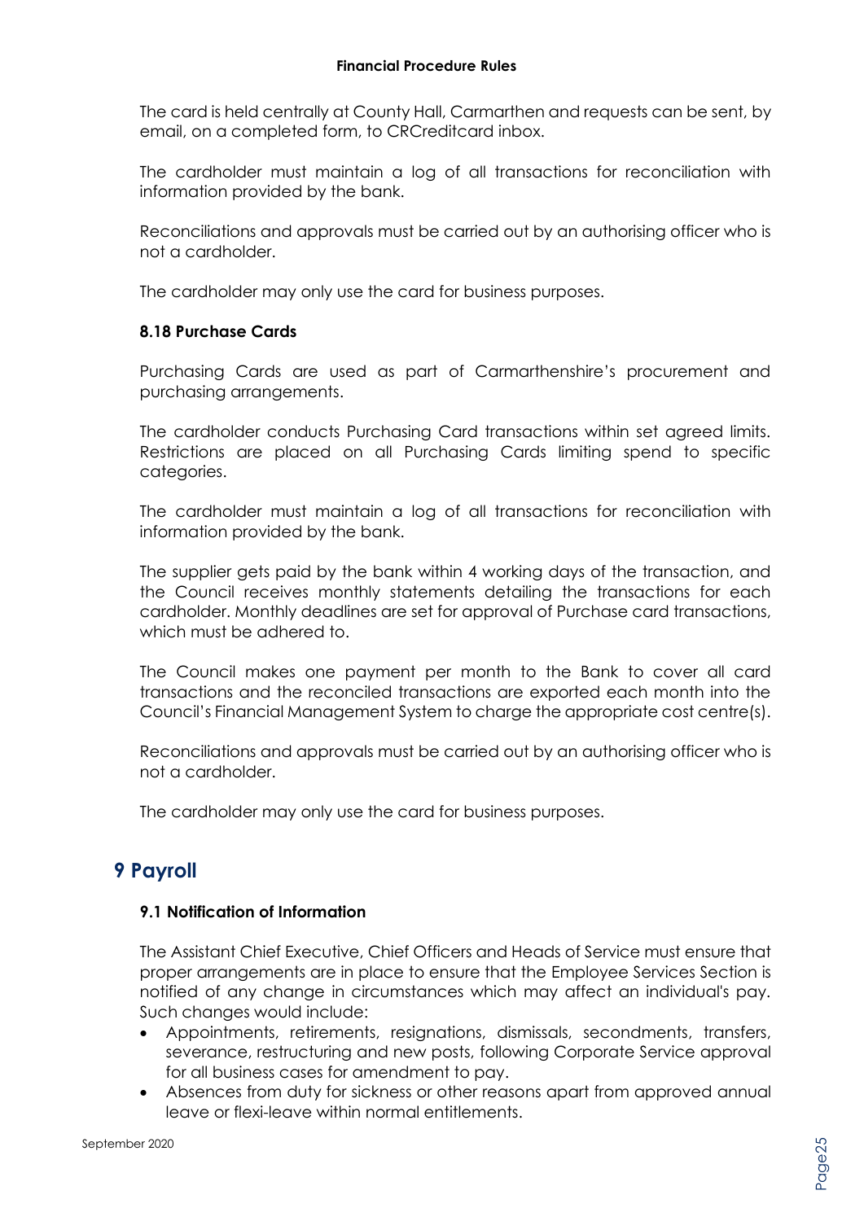The card is held centrally at County Hall, Carmarthen and requests can be sent, by email, on a completed form, to CRCreditcard inbox.

The cardholder must maintain a log of all transactions for reconciliation with information provided by the bank.

Reconciliations and approvals must be carried out by an authorising officer who is not a cardholder.

The cardholder may only use the card for business purposes.

### 8.18 Purchase Cards

Purchasing Cards are used as part of Carmarthenshire's procurement and purchasing arrangements.

The cardholder conducts Purchasing Card transactions within set agreed limits. Restrictions are placed on all Purchasing Cards limiting spend to specific categories.

The cardholder must maintain a log of all transactions for reconciliation with information provided by the bank.

The supplier gets paid by the bank within 4 working days of the transaction, and the Council receives monthly statements detailing the transactions for each cardholder. Monthly deadlines are set for approval of Purchase card transactions, which must be adhered to.

The Council makes one payment per month to the Bank to cover all card transactions and the reconciled transactions are exported each month into the Council's Financial Management System to charge the appropriate cost centre(s).

Reconciliations and approvals must be carried out by an authorising officer who is not a cardholder.

The cardholder may only use the card for business purposes.

## 9 Payroll

### 9.1 Notification of Information

The Assistant Chief Executive, Chief Officers and Heads of Service must ensure that proper arrangements are in place to ensure that the Employee Services Section is notified of any change in circumstances which may affect an individual's pay. Such changes would include:

- Appointments, retirements, resignations, dismissals, secondments, transfers, severance, restructuring and new posts, following Corporate Service approval for all business cases for amendment to pay.
- Absences from duty for sickness or other reasons apart from approved annual leave or flexi-leave within normal entitlements.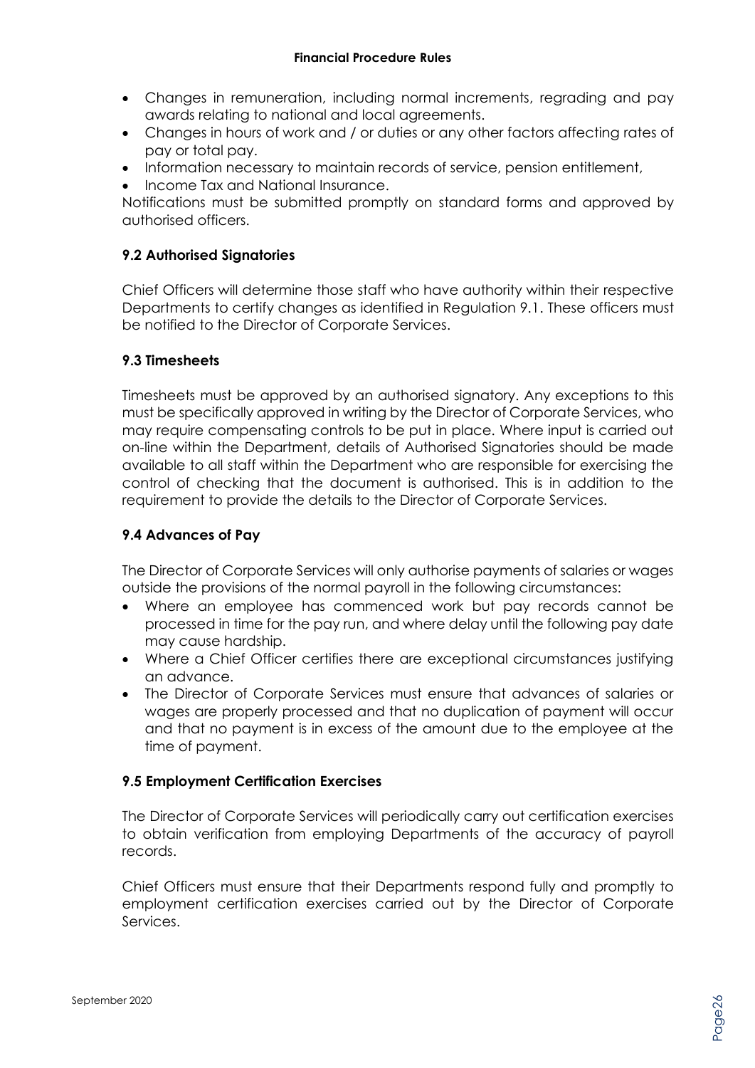- Changes in remuneration, including normal increments, regrading and pay awards relating to national and local agreements.
- Changes in hours of work and / or duties or any other factors affecting rates of pay or total pay.
- Information necessary to maintain records of service, pension entitlement,
- Income Tax and National Insurance.

Notifications must be submitted promptly on standard forms and approved by authorised officers.

### 9.2 Authorised Signatories

Chief Officers will determine those staff who have authority within their respective Departments to certify changes as identified in Regulation 9.1. These officers must be notified to the Director of Corporate Services.

### 9.3 Timesheets

Timesheets must be approved by an authorised signatory. Any exceptions to this must be specifically approved in writing by the Director of Corporate Services, who may require compensating controls to be put in place. Where input is carried out on-line within the Department, details of Authorised Signatories should be made available to all staff within the Department who are responsible for exercising the control of checking that the document is authorised. This is in addition to the requirement to provide the details to the Director of Corporate Services.

### 9.4 Advances of Pay

The Director of Corporate Services will only authorise payments of salaries or wages outside the provisions of the normal payroll in the following circumstances:

- Where an employee has commenced work but pay records cannot be processed in time for the pay run, and where delay until the following pay date may cause hardship.
- Where a Chief Officer certifies there are exceptional circumstances justifying an advance.
- The Director of Corporate Services must ensure that advances of salaries or wages are properly processed and that no duplication of payment will occur and that no payment is in excess of the amount due to the employee at the time of payment.

### 9.5 Employment Certification Exercises

The Director of Corporate Services will periodically carry out certification exercises to obtain verification from employing Departments of the accuracy of payroll records.

Chief Officers must ensure that their Departments respond fully and promptly to employment certification exercises carried out by the Director of Corporate Services.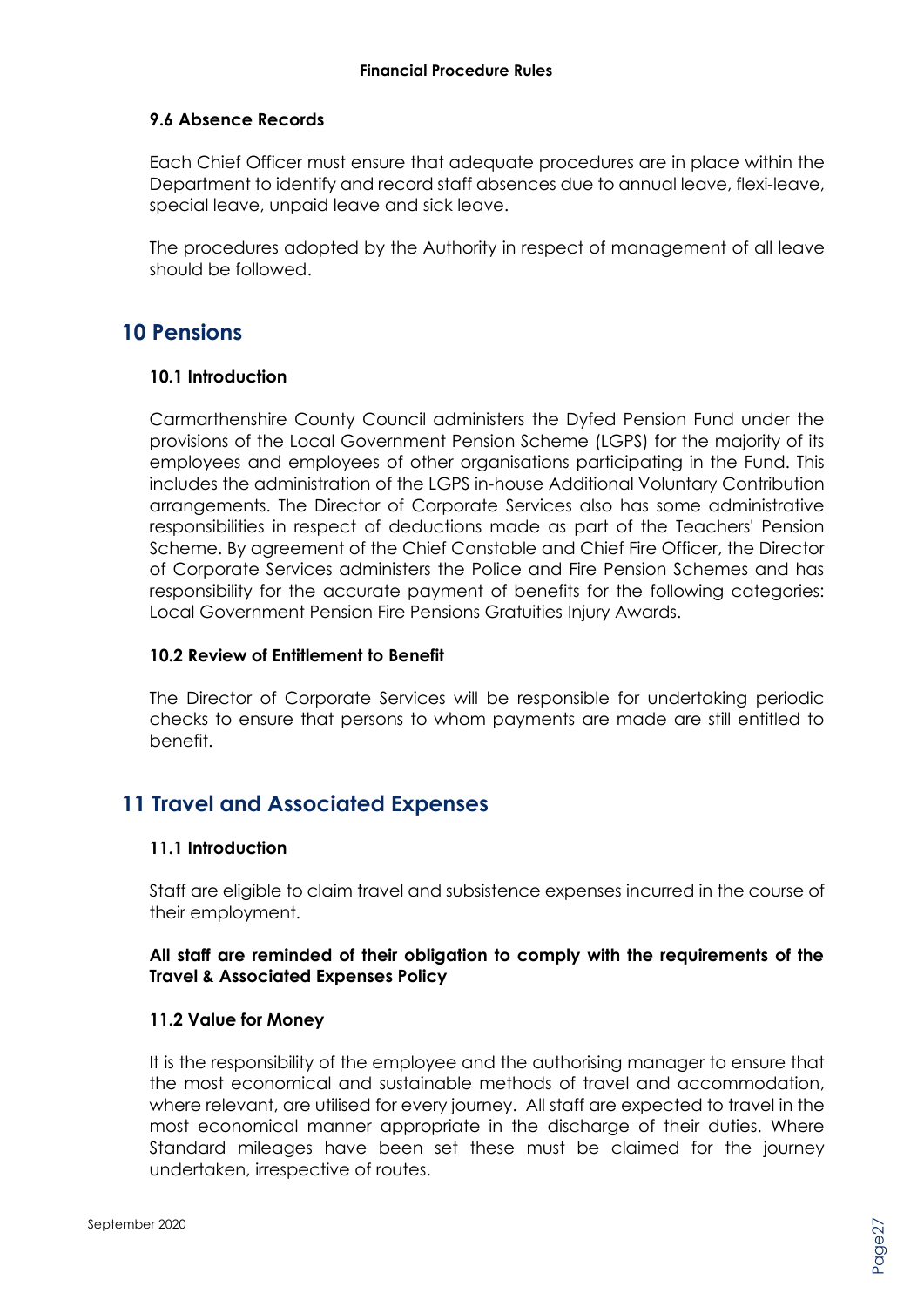### 9.6 Absence Records

Each Chief Officer must ensure that adequate procedures are in place within the Department to identify and record staff absences due to annual leave, flexi-leave, special leave, unpaid leave and sick leave.

The procedures adopted by the Authority in respect of management of all leave should be followed.

## 10 Pensions

### 10.1 Introduction

Carmarthenshire County Council administers the Dyfed Pension Fund under the provisions of the Local Government Pension Scheme (LGPS) for the majority of its employees and employees of other organisations participating in the Fund. This includes the administration of the LGPS in-house Additional Voluntary Contribution arrangements. The Director of Corporate Services also has some administrative responsibilities in respect of deductions made as part of the Teachers' Pension Scheme. By agreement of the Chief Constable and Chief Fire Officer, the Director of Corporate Services administers the Police and Fire Pension Schemes and has responsibility for the accurate payment of benefits for the following categories: Local Government Pension Fire Pensions Gratuities Injury Awards.

### 10.2 Review of Entitlement to Benefit

The Director of Corporate Services will be responsible for undertaking periodic checks to ensure that persons to whom payments are made are still entitled to benefit.

## 11 Travel and Associated Expenses

### 11.1 Introduction

Staff are eligible to claim travel and subsistence expenses incurred in the course of their employment.

**All staff are reminded of their obligation to comply with the requirements of the Travel & Associated Expenses Policy**

### 11.2 Value for Money

It is the responsibility of the employee and the authorising manager to ensure that the most economical and sustainable methods of travel and accommodation, where relevant, are utilised for every journey. All staff are expected to travel in the most economical manner appropriate in the discharge of their duties. Where Standard mileages have been set these must be claimed for the journey undertaken, irrespective of routes.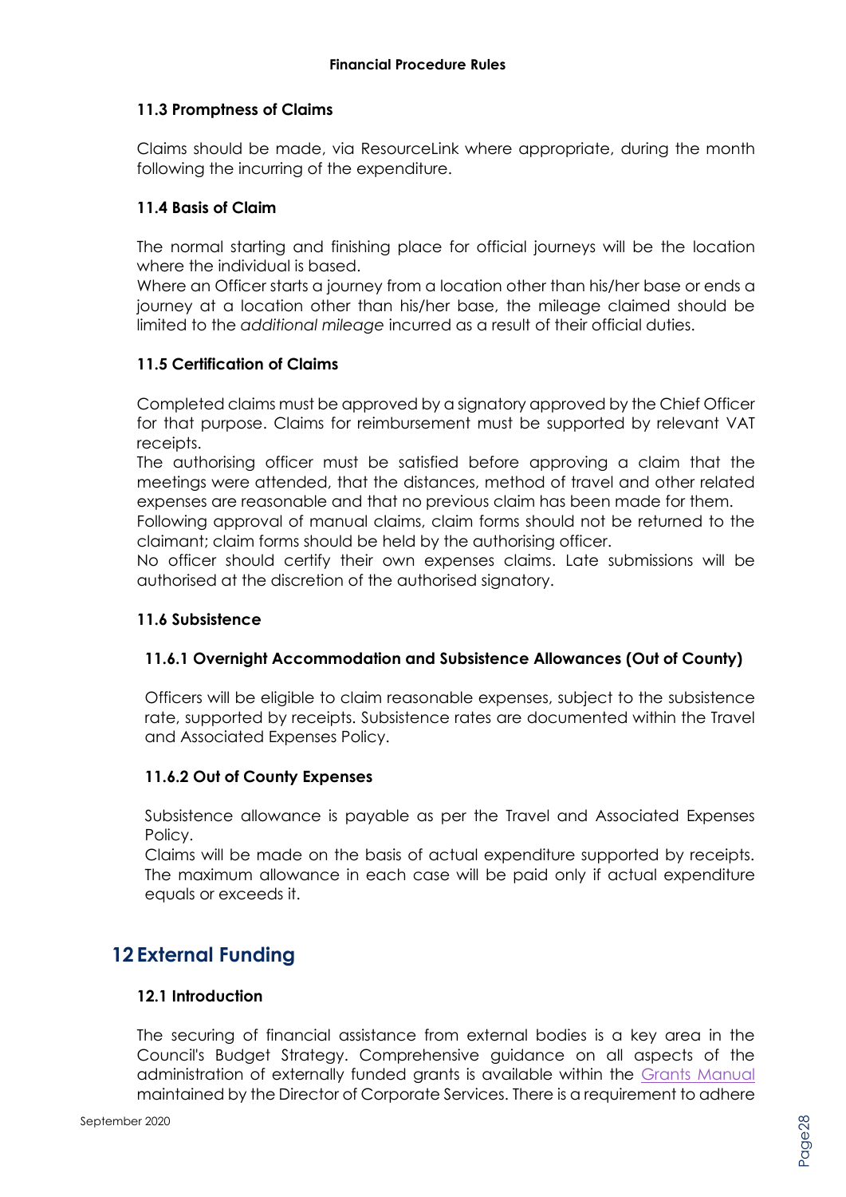### 11.3 Promptness of Claims

Claims should be made, via ResourceLink where appropriate, during the month following the incurring of the expenditure.

### 11.4 Basis of Claim

The normal starting and finishing place for official journeys will be the location where the individual is based.
Where an Officer starts a journey from a location other than his/her base or ends a journey at a location other than his/her base, the mileage claimed should be limited to the *additional mileage* incurred as a result of their official duties.

### 11.5 Certification of Claims

Completed claims must be approved by a signatory approved by the Chief Officer for that purpose. Claims for reimbursement must be supported by relevant VAT receipts.
The authorising officer must be satisfied before approving a claim that the meetings were attended, that the distances, method of travel and other related expenses are reasonable and that no previous claim has been made for them.
Following approval of manual claims, claim forms should not be returned to the claimant; claim forms should be held by the authorising officer.
No officer should certify their own expenses claims. Late submissions will be authorised at the discretion of the authorised signatory.

### 11.6 Subsistence

#### 11.6.1 Overnight Accommodation and Subsistence Allowances (Out of County)

Officers will be eligible to claim reasonable expenses, subject to the subsistence rate, supported by receipts. Subsistence rates are documented within the Travel and Associated Expenses Policy.

#### 11.6.2 Out of County Expenses

Subsistence allowance is payable as per the Travel and Associated Expenses Policy.
Claims will be made on the basis of actual expenditure supported by receipts. The maximum allowance in each case will be paid only if actual expenditure equals or exceeds it.

## 12 External Funding

### 12.1 Introduction

The securing of financial assistance from external bodies is a key area in the Council's Budget Strategy. Comprehensive guidance on all aspects of the administration of externally funded grants is available within the Grants Manual maintained by the Director of Corporate Services. There is a requirement to adhere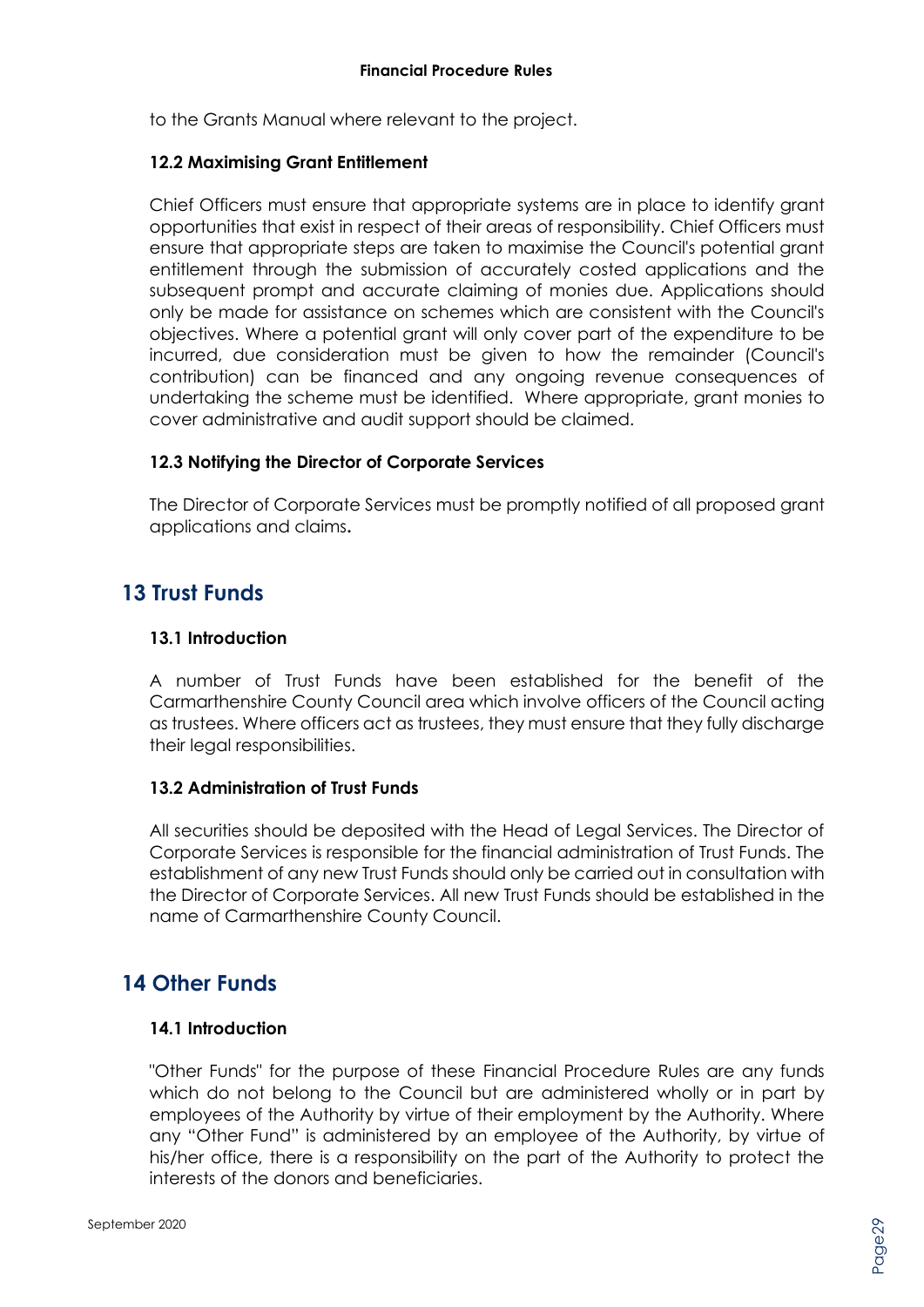to the Grants Manual where relevant to the project.

### 12.2 Maximising Grant Entitlement

Chief Officers must ensure that appropriate systems are in place to identify grant opportunities that exist in respect of their areas of responsibility. Chief Officers must ensure that appropriate steps are taken to maximise the Council's potential grant entitlement through the submission of accurately costed applications and the subsequent prompt and accurate claiming of monies due. Applications should only be made for assistance on schemes which are consistent with the Council's objectives. Where a potential grant will only cover part of the expenditure to be incurred, due consideration must be given to how the remainder (Council's contribution) can be financed and any ongoing revenue consequences of undertaking the scheme must be identified. Where appropriate, grant monies to cover administrative and audit support should be claimed.

### 12.3 Notifying the Director of Corporate Services

The Director of Corporate Services must be promptly notified of all proposed grant applications and claims**.**

## 13 Trust Funds

### 13.1 Introduction

A number of Trust Funds have been established for the benefit of the Carmarthenshire County Council area which involve officers of the Council acting as trustees. Where officers act as trustees, they must ensure that they fully discharge their legal responsibilities.

### 13.2 Administration of Trust Funds

All securities should be deposited with the Head of Legal Services. The Director of Corporate Services is responsible for the financial administration of Trust Funds. The establishment of any new Trust Funds should only be carried out in consultation with the Director of Corporate Services. All new Trust Funds should be established in the name of Carmarthenshire County Council.

## 14 Other Funds

### 14.1 Introduction

"Other Funds" for the purpose of these Financial Procedure Rules are any funds which do not belong to the Council but are administered wholly or in part by employees of the Authority by virtue of their employment by the Authority. Where any "Other Fund" is administered by an employee of the Authority, by virtue of his/her office, there is a responsibility on the part of the Authority to protect the interests of the donors and beneficiaries.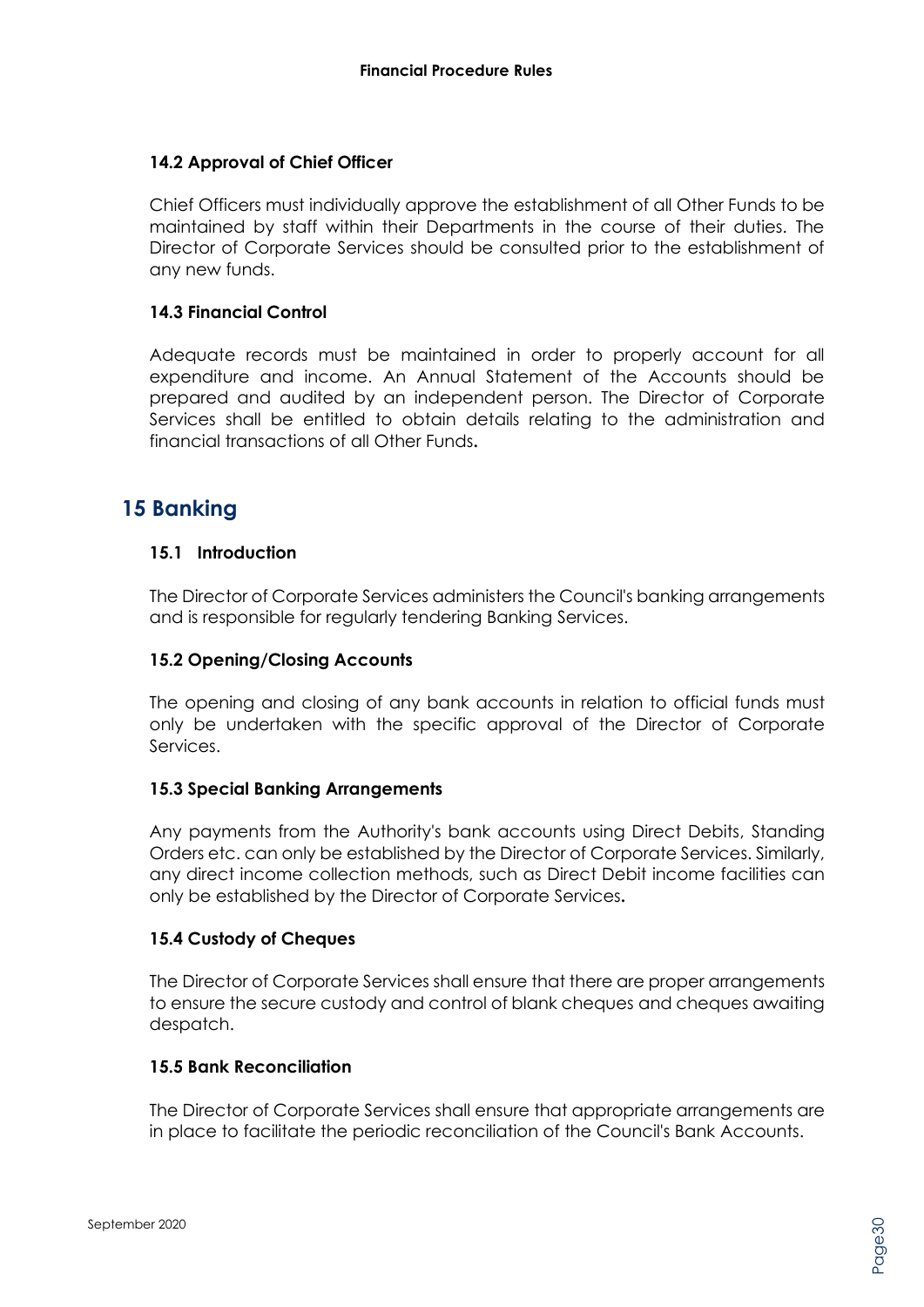### 14.2 Approval of Chief Officer

Chief Officers must individually approve the establishment of all Other Funds to be maintained by staff within their Departments in the course of their duties. The Director of Corporate Services should be consulted prior to the establishment of any new funds.

### 14.3 Financial Control

Adequate records must be maintained in order to properly account for all expenditure and income. An Annual Statement of the Accounts should be prepared and audited by an independent person. The Director of Corporate Services shall be entitled to obtain details relating to the administration and financial transactions of all Other Funds**.**

## 15 Banking

### 15.1 Introduction

The Director of Corporate Services administers the Council's banking arrangements and is responsible for regularly tendering Banking Services.

### 15.2 Opening/Closing Accounts

The opening and closing of any bank accounts in relation to official funds must only be undertaken with the specific approval of the Director of Corporate Services.

### 15.3 Special Banking Arrangements

Any payments from the Authority's bank accounts using Direct Debits, Standing Orders etc. can only be established by the Director of Corporate Services. Similarly, any direct income collection methods, such as Direct Debit income facilities can only be established by the Director of Corporate Services**.**

### 15.4 Custody of Cheques

The Director of Corporate Services shall ensure that there are proper arrangements to ensure the secure custody and control of blank cheques and cheques awaiting despatch.

### 15.5 Bank Reconciliation

The Director of Corporate Services shall ensure that appropriate arrangements are in place to facilitate the periodic reconciliation of the Council's Bank Accounts.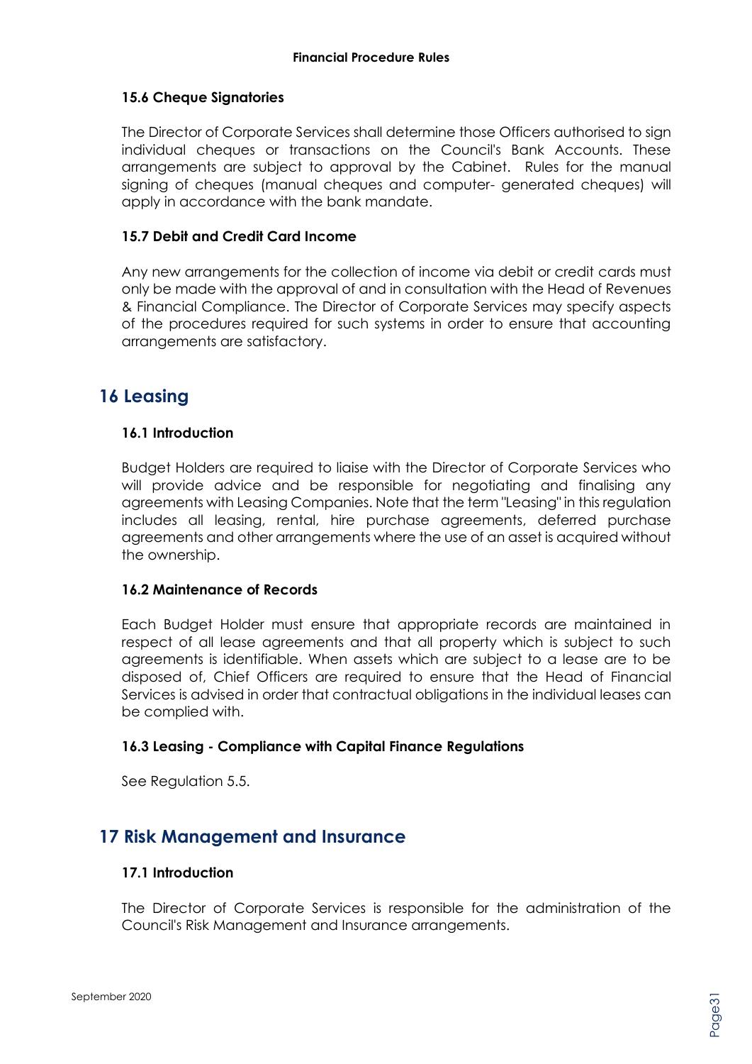### 15.6 Cheque Signatories

The Director of Corporate Services shall determine those Officers authorised to sign individual cheques or transactions on the Council's Bank Accounts. These arrangements are subject to approval by the Cabinet. Rules for the manual signing of cheques (manual cheques and computer- generated cheques) will apply in accordance with the bank mandate.

### 15.7 Debit and Credit Card Income

Any new arrangements for the collection of income via debit or credit cards must only be made with the approval of and in consultation with the Head of Revenues & Financial Compliance. The Director of Corporate Services may specify aspects of the procedures required for such systems in order to ensure that accounting arrangements are satisfactory.

## 16 Leasing

### 16.1 Introduction

Budget Holders are required to liaise with the Director of Corporate Services who will provide advice and be responsible for negotiating and finalising any agreements with Leasing Companies. Note that the term "Leasing" in this regulation includes all leasing, rental, hire purchase agreements, deferred purchase agreements and other arrangements where the use of an asset is acquired without the ownership.

### 16.2 Maintenance of Records

Each Budget Holder must ensure that appropriate records are maintained in respect of all lease agreements and that all property which is subject to such agreements is identifiable. When assets which are subject to a lease are to be disposed of, Chief Officers are required to ensure that the Head of Financial Services is advised in order that contractual obligations in the individual leases can be complied with.

### 16.3 Leasing - Compliance with Capital Finance Regulations

See Regulation 5.5.

## 17 Risk Management and Insurance

### 17.1 Introduction

The Director of Corporate Services is responsible for the administration of the Council's Risk Management and Insurance arrangements.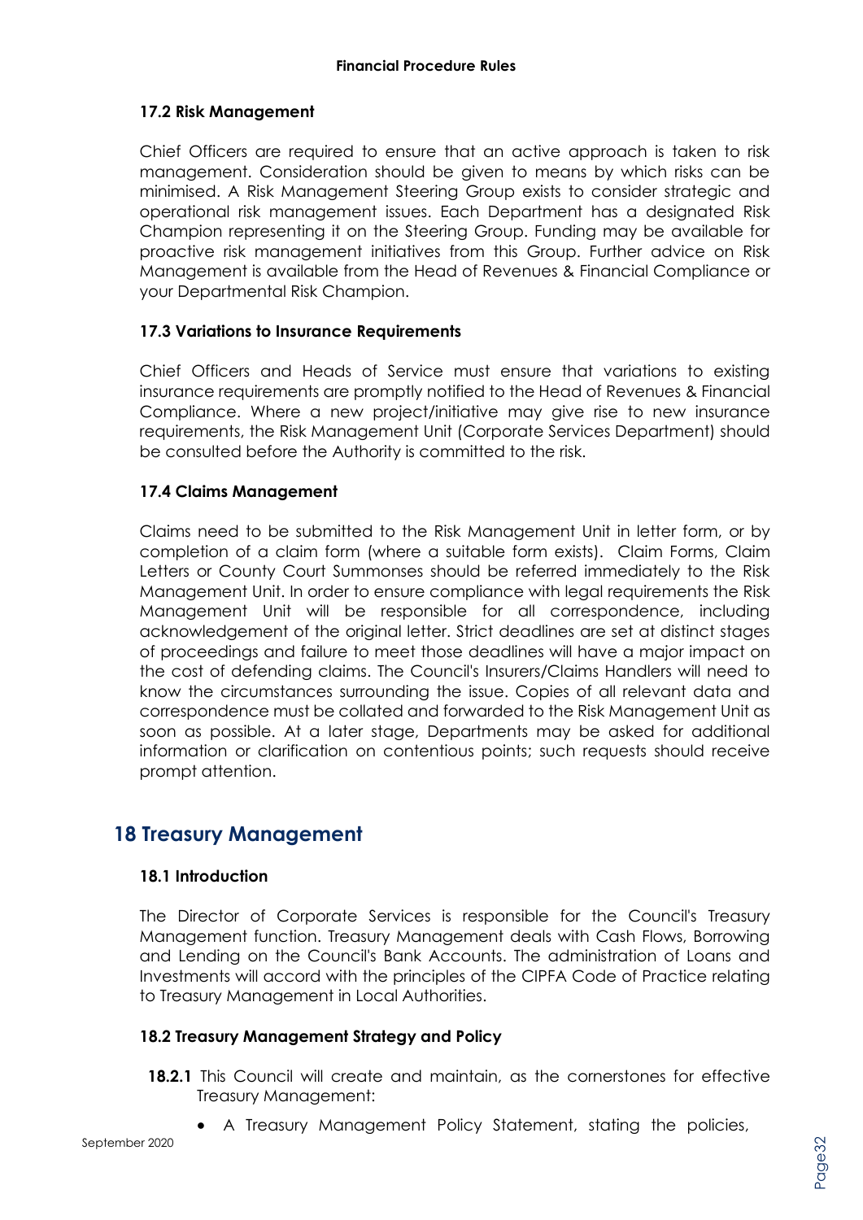### 17.2 Risk Management

Chief Officers are required to ensure that an active approach is taken to risk management. Consideration should be given to means by which risks can be minimised. A Risk Management Steering Group exists to consider strategic and operational risk management issues. Each Department has a designated Risk Champion representing it on the Steering Group. Funding may be available for proactive risk management initiatives from this Group. Further advice on Risk Management is available from the Head of Revenues & Financial Compliance or your Departmental Risk Champion.

### 17.3 Variations to Insurance Requirements

Chief Officers and Heads of Service must ensure that variations to existing insurance requirements are promptly notified to the Head of Revenues & Financial Compliance. Where a new project/initiative may give rise to new insurance requirements, the Risk Management Unit (Corporate Services Department) should be consulted before the Authority is committed to the risk.

### 17.4 Claims Management

Claims need to be submitted to the Risk Management Unit in letter form, or by completion of a claim form (where a suitable form exists). Claim Forms, Claim Letters or County Court Summonses should be referred immediately to the Risk Management Unit. In order to ensure compliance with legal requirements the Risk Management Unit will be responsible for all correspondence, including acknowledgement of the original letter. Strict deadlines are set at distinct stages of proceedings and failure to meet those deadlines will have a major impact on the cost of defending claims. The Council's Insurers/Claims Handlers will need to know the circumstances surrounding the issue. Copies of all relevant data and correspondence must be collated and forwarded to the Risk Management Unit as soon as possible. At a later stage, Departments may be asked for additional information or clarification on contentious points; such requests should receive prompt attention.

## 18 Treasury Management

### 18.1 Introduction

The Director of Corporate Services is responsible for the Council's Treasury Management function. Treasury Management deals with Cash Flows, Borrowing and Lending on the Council's Bank Accounts. The administration of Loans and Investments will accord with the principles of the CIPFA Code of Practice relating to Treasury Management in Local Authorities.

### 18.2 Treasury Management Strategy and Policy

**18.2.1** This Council will create and maintain, as the cornerstones for effective Treasury Management:

- A Treasury Management Policy Statement, stating the policies,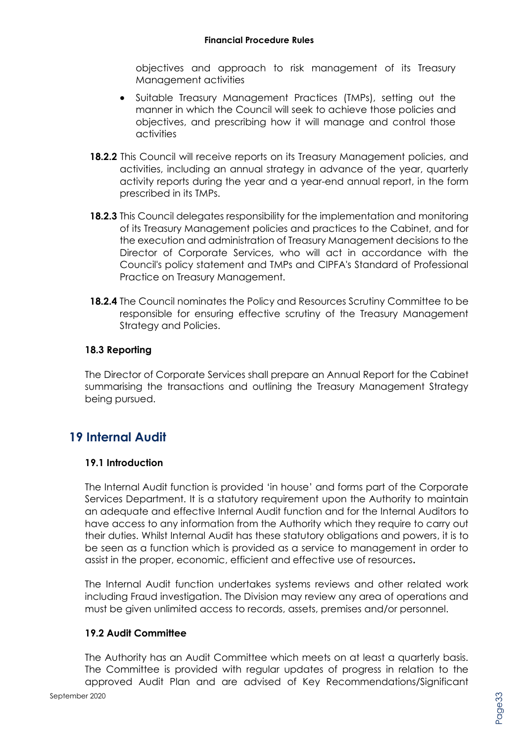objectives and approach to risk management of its Treasury Management activities

- Suitable Treasury Management Practices (TMPs), setting out the manner in which the Council will seek to achieve those policies and objectives, and prescribing how it will manage and control those activities

**18.2.2** This Council will receive reports on its Treasury Management policies, and activities, including an annual strategy in advance of the year, quarterly activity reports during the year and a year-end annual report, in the form prescribed in its TMPs.

**18.2.3** This Council delegates responsibility for the implementation and monitoring of its Treasury Management policies and practices to the Cabinet, and for the execution and administration of Treasury Management decisions to the Director of Corporate Services, who will act in accordance with the Council's policy statement and TMPs and CIPFA's Standard of Professional Practice on Treasury Management.

**18.2.4** The Council nominates the Policy and Resources Scrutiny Committee to be responsible for ensuring effective scrutiny of the Treasury Management Strategy and Policies.

### 18.3 Reporting

The Director of Corporate Services shall prepare an Annual Report for the Cabinet summarising the transactions and outlining the Treasury Management Strategy being pursued.

## 19 Internal Audit

### 19.1 Introduction

The Internal Audit function is provided 'in house' and forms part of the Corporate Services Department. It is a statutory requirement upon the Authority to maintain an adequate and effective Internal Audit function and for the Internal Auditors to have access to any information from the Authority which they require to carry out their duties. Whilst Internal Audit has these statutory obligations and powers, it is to be seen as a function which is provided as a service to management in order to assist in the proper, economic, efficient and effective use of resources**.**

The Internal Audit function undertakes systems reviews and other related work including Fraud investigation. The Division may review any area of operations and must be given unlimited access to records, assets, premises and/or personnel.

### 19.2 Audit Committee

The Authority has an Audit Committee which meets on at least a quarterly basis. The Committee is provided with regular updates of progress in relation to the approved Audit Plan and are advised of Key Recommendations/Significant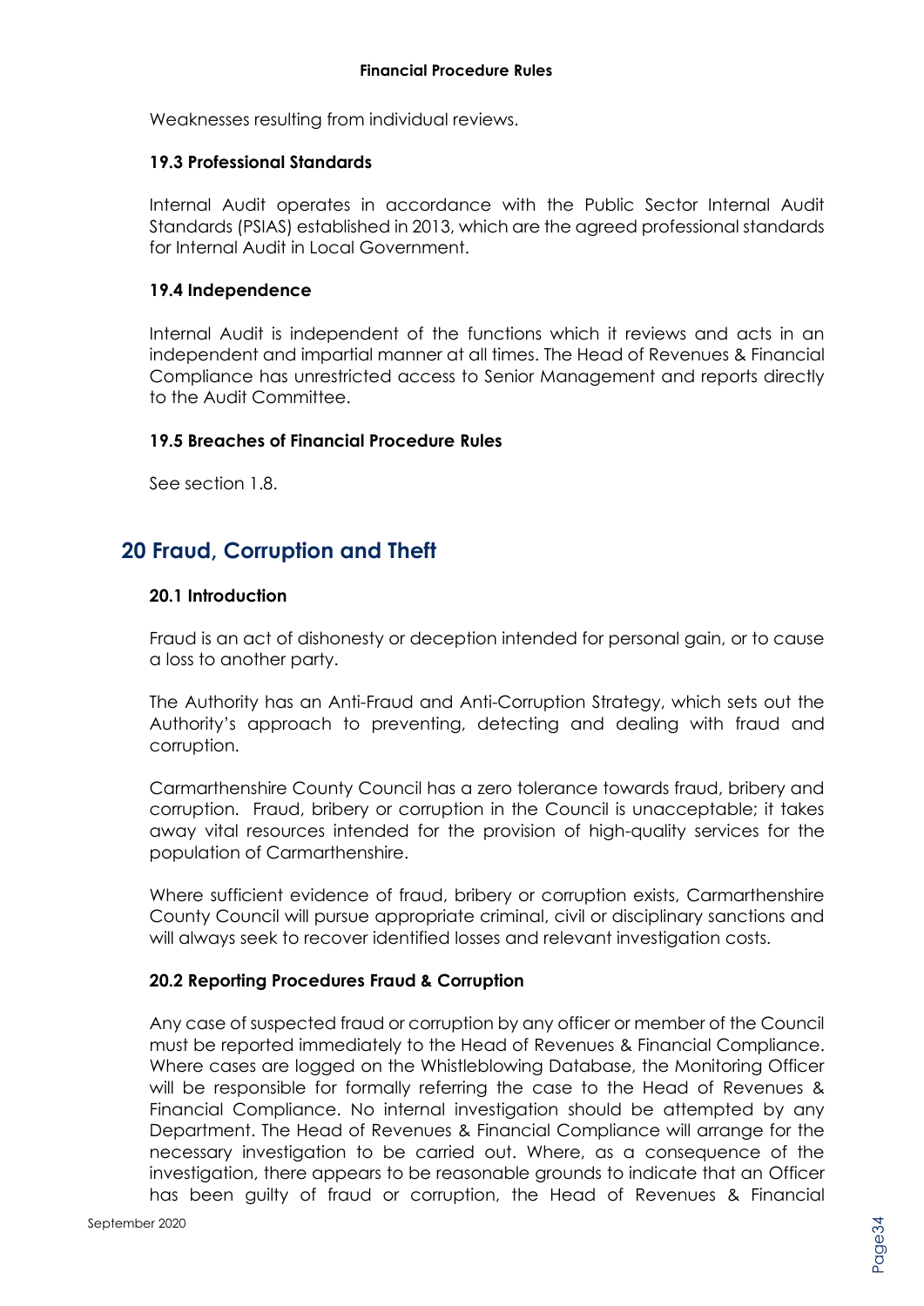Weaknesses resulting from individual reviews.

### 19.3 Professional Standards

Internal Audit operates in accordance with the Public Sector Internal Audit Standards (PSIAS) established in 2013, which are the agreed professional standards for Internal Audit in Local Government.

### 19.4 Independence

Internal Audit is independent of the functions which it reviews and acts in an independent and impartial manner at all times. The Head of Revenues & Financial Compliance has unrestricted access to Senior Management and reports directly to the Audit Committee.

### 19.5 Breaches of Financial Procedure Rules

See section 1.8.

## 20 Fraud, Corruption and Theft

### 20.1 Introduction

Fraud is an act of dishonesty or deception intended for personal gain, or to cause a loss to another party.

The Authority has an Anti-Fraud and Anti-Corruption Strategy, which sets out the Authority's approach to preventing, detecting and dealing with fraud and corruption.

Carmarthenshire County Council has a zero tolerance towards fraud, bribery and corruption. Fraud, bribery or corruption in the Council is unacceptable; it takes away vital resources intended for the provision of high-quality services for the population of Carmarthenshire.

Where sufficient evidence of fraud, bribery or corruption exists, Carmarthenshire County Council will pursue appropriate criminal, civil or disciplinary sanctions and will always seek to recover identified losses and relevant investigation costs.

### 20.2 Reporting Procedures Fraud & Corruption

Any case of suspected fraud or corruption by any officer or member of the Council must be reported immediately to the Head of Revenues & Financial Compliance. Where cases are logged on the Whistleblowing Database, the Monitoring Officer will be responsible for formally referring the case to the Head of Revenues & Financial Compliance. No internal investigation should be attempted by any Department. The Head of Revenues & Financial Compliance will arrange for the necessary investigation to be carried out. Where, as a consequence of the investigation, there appears to be reasonable grounds to indicate that an Officer has been guilty of fraud or corruption, the Head of Revenues & Financial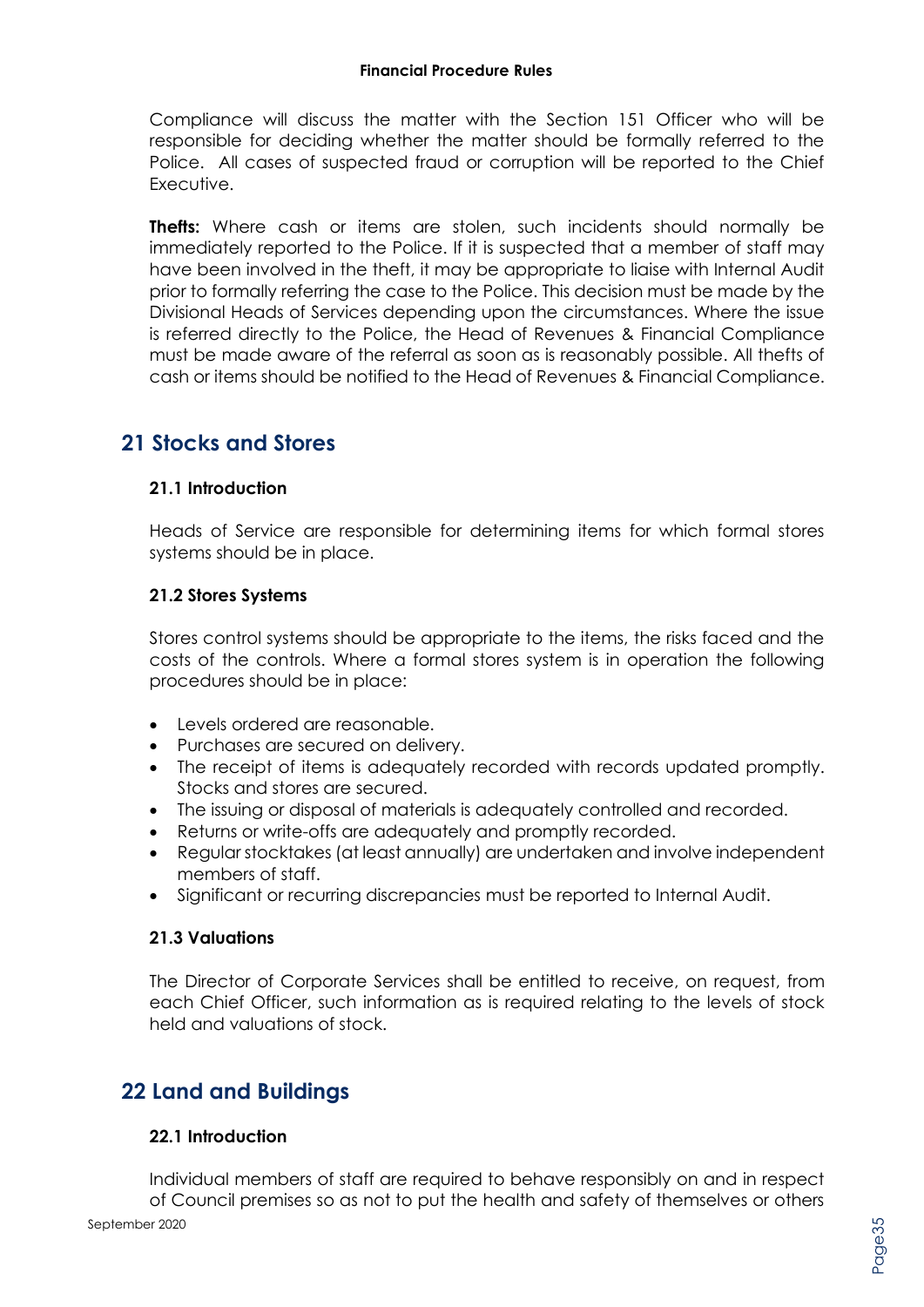Compliance will discuss the matter with the Section 151 Officer who will be responsible for deciding whether the matter should be formally referred to the Police. All cases of suspected fraud or corruption will be reported to the Chief Executive.

**Thefts:** Where cash or items are stolen, such incidents should normally be immediately reported to the Police. If it is suspected that a member of staff may have been involved in the theft, it may be appropriate to liaise with Internal Audit prior to formally referring the case to the Police. This decision must be made by the Divisional Heads of Services depending upon the circumstances. Where the issue is referred directly to the Police, the Head of Revenues & Financial Compliance must be made aware of the referral as soon as is reasonably possible. All thefts of cash or items should be notified to the Head of Revenues & Financial Compliance.

## 21 Stocks and Stores

### 21.1 Introduction

Heads of Service are responsible for determining items for which formal stores systems should be in place.

### 21.2 Stores Systems

Stores control systems should be appropriate to the items, the risks faced and the costs of the controls. Where a formal stores system is in operation the following procedures should be in place:

- Levels ordered are reasonable.
- Purchases are secured on delivery.
- The receipt of items is adequately recorded with records updated promptly. Stocks and stores are secured.
- The issuing or disposal of materials is adequately controlled and recorded.
- Returns or write-offs are adequately and promptly recorded.
- Regular stocktakes (at least annually) are undertaken and involve independent members of staff.
- Significant or recurring discrepancies must be reported to Internal Audit.

### 21.3 Valuations

The Director of Corporate Services shall be entitled to receive, on request, from each Chief Officer, such information as is required relating to the levels of stock held and valuations of stock.

## 22 Land and Buildings

### 22.1 Introduction

Individual members of staff are required to behave responsibly on and in respect of Council premises so as not to put the health and safety of themselves or others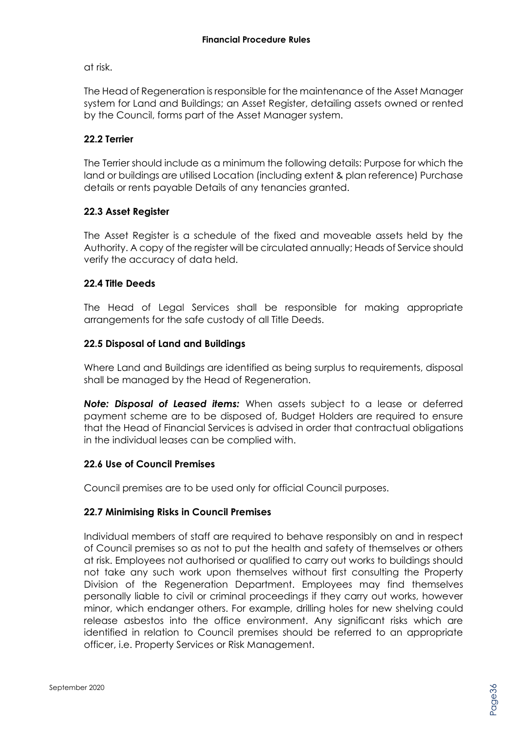at risk.

The Head of Regeneration is responsible for the maintenance of the Asset Manager system for Land and Buildings; an Asset Register, detailing assets owned or rented by the Council, forms part of the Asset Manager system.

### 22.2 Terrier

The Terrier should include as a minimum the following details: Purpose for which the land or buildings are utilised Location (including extent & plan reference) Purchase details or rents payable Details of any tenancies granted.

### 22.3 Asset Register

The Asset Register is a schedule of the fixed and moveable assets held by the Authority. A copy of the register will be circulated annually; Heads of Service should verify the accuracy of data held.

### 22.4 Title Deeds

The Head of Legal Services shall be responsible for making appropriate arrangements for the safe custody of all Title Deeds.

### 22.5 Disposal of Land and Buildings

Where Land and Buildings are identified as being surplus to requirements, disposal shall be managed by the Head of Regeneration.

***Note: Disposal of Leased items:*** When assets subject to a lease or deferred payment scheme are to be disposed of, Budget Holders are required to ensure that the Head of Financial Services is advised in order that contractual obligations in the individual leases can be complied with.

### 22.6 Use of Council Premises

Council premises are to be used only for official Council purposes.

### 22.7 Minimising Risks in Council Premises

Individual members of staff are required to behave responsibly on and in respect of Council premises so as not to put the health and safety of themselves or others at risk. Employees not authorised or qualified to carry out works to buildings should not take any such work upon themselves without first consulting the Property Division of the Regeneration Department. Employees may find themselves personally liable to civil or criminal proceedings if they carry out works, however minor, which endanger others. For example, drilling holes for new shelving could release asbestos into the office environment. Any significant risks which are identified in relation to Council premises should be referred to an appropriate officer, i.e. Property Services or Risk Management.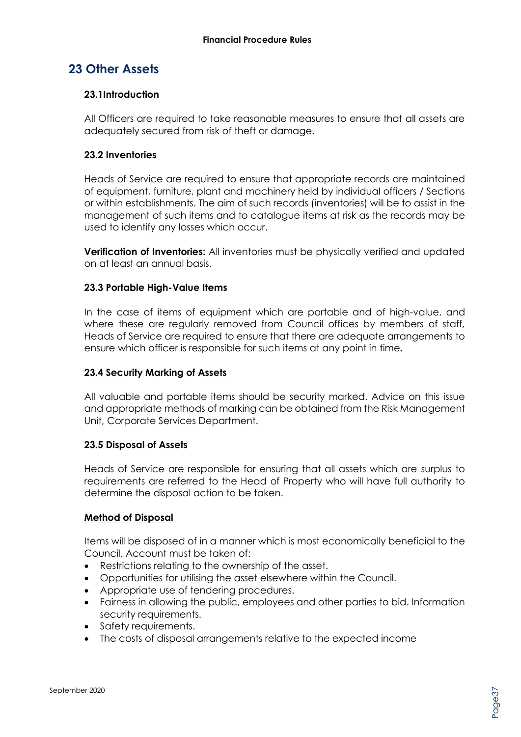## 23 Other Assets

### 23.1Introduction

All Officers are required to take reasonable measures to ensure that all assets are adequately secured from risk of theft or damage.

### 23.2 Inventories

Heads of Service are required to ensure that appropriate records are maintained of equipment, furniture, plant and machinery held by individual officers / Sections or within establishments. The aim of such records (inventories) will be to assist in the management of such items and to catalogue items at risk as the records may be used to identify any losses which occur.

**Verification of Inventories:** All inventories must be physically verified and updated on at least an annual basis.

### 23.3 Portable High-Value Items

In the case of items of equipment which are portable and of high-value, and where these are regularly removed from Council offices by members of staff, Heads of Service are required to ensure that there are adequate arrangements to ensure which officer is responsible for such items at any point in time**.**

### 23.4 Security Marking of Assets

All valuable and portable items should be security marked. Advice on this issue and appropriate methods of marking can be obtained from the Risk Management Unit, Corporate Services Department.

### 23.5 Disposal of Assets

Heads of Service are responsible for ensuring that all assets which are surplus to requirements are referred to the Head of Property who will have full authority to determine the disposal action to be taken.

**<u>Method of Disposal</u>**

Items will be disposed of in a manner which is most economically beneficial to the Council. Account must be taken of:

- Restrictions relating to the ownership of the asset.
- Opportunities for utilising the asset elsewhere within the Council.
- Appropriate use of tendering procedures.
- Fairness in allowing the public, employees and other parties to bid. Information security requirements.
- Safety requirements.
- The costs of disposal arrangements relative to the expected income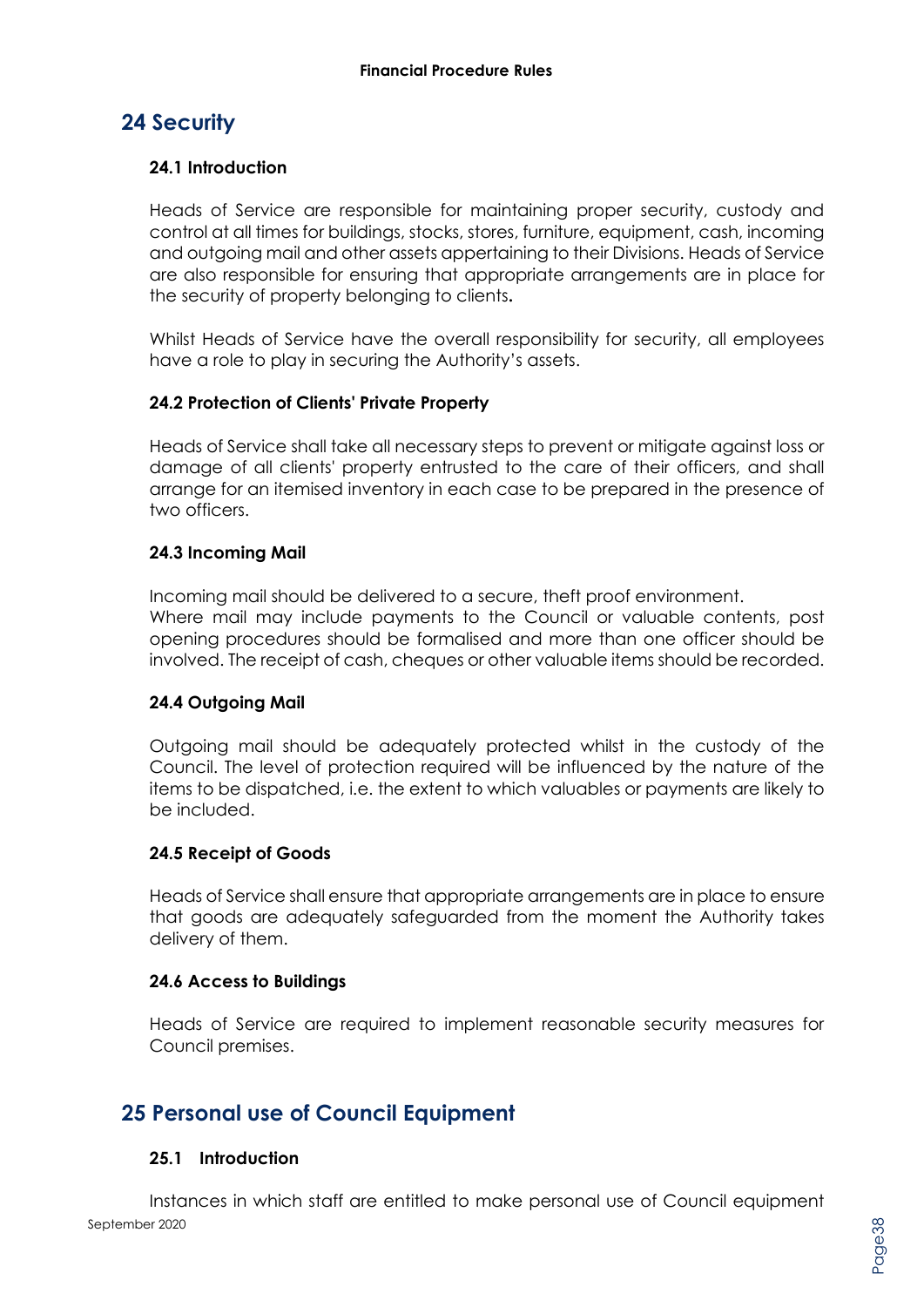# 24 Security

### 24.1 Introduction

Heads of Service are responsible for maintaining proper security, custody and control at all times for buildings, stocks, stores, furniture, equipment, cash, incoming and outgoing mail and other assets appertaining to their Divisions. Heads of Service are also responsible for ensuring that appropriate arrangements are in place for the security of property belonging to clients**.**

Whilst Heads of Service have the overall responsibility for security, all employees have a role to play in securing the Authority's assets.

### 24.2 Protection of Clients' Private Property

Heads of Service shall take all necessary steps to prevent or mitigate against loss or damage of all clients' property entrusted to the care of their officers, and shall arrange for an itemised inventory in each case to be prepared in the presence of two officers.

### 24.3 Incoming Mail

Incoming mail should be delivered to a secure, theft proof environment.
Where mail may include payments to the Council or valuable contents, post opening procedures should be formalised and more than one officer should be involved. The receipt of cash, cheques or other valuable items should be recorded.

### 24.4 Outgoing Mail

Outgoing mail should be adequately protected whilst in the custody of the Council. The level of protection required will be influenced by the nature of the items to be dispatched, i.e. the extent to which valuables or payments are likely to be included.

### 24.5 Receipt of Goods

Heads of Service shall ensure that appropriate arrangements are in place to ensure that goods are adequately safeguarded from the moment the Authority takes delivery of them.

### 24.6 Access to Buildings

Heads of Service are required to implement reasonable security measures for Council premises.

# 25 Personal use of Council Equipment

### 25.1 Introduction

Instances in which staff are entitled to make personal use of Council equipment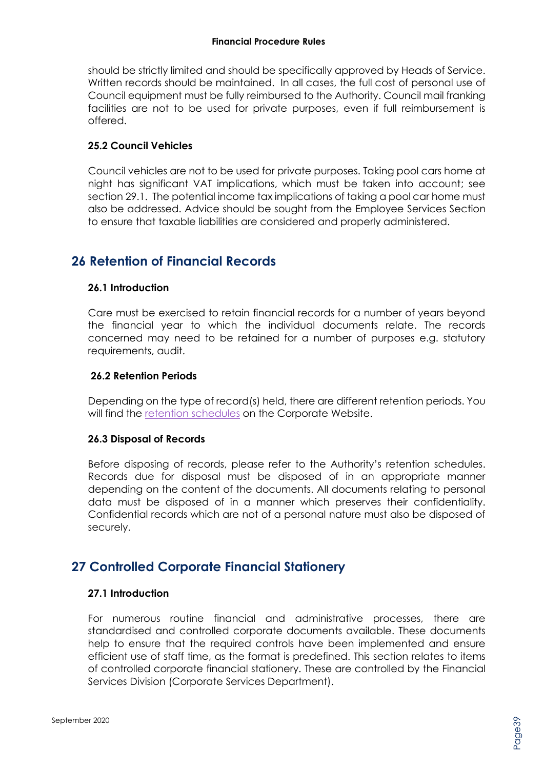should be strictly limited and should be specifically approved by Heads of Service. Written records should be maintained. In all cases, the full cost of personal use of Council equipment must be fully reimbursed to the Authority. Council mail franking facilities are not to be used for private purposes, even if full reimbursement is offered.

### 25.2 Council Vehicles

Council vehicles are not to be used for private purposes. Taking pool cars home at night has significant VAT implications, which must be taken into account; see section 29.1. The potential income tax implications of taking a pool car home must also be addressed. Advice should be sought from the Employee Services Section to ensure that taxable liabilities are considered and properly administered.

## 26 Retention of Financial Records

### 26.1 Introduction

Care must be exercised to retain financial records for a number of years beyond the financial year to which the individual documents relate. The records concerned may need to be retained for a number of purposes e.g. statutory requirements, audit.

### 26.2 Retention Periods

Depending on the type of record(s) held, there are different retention periods. You will find the retention schedules on the Corporate Website.

### 26.3 Disposal of Records

Before disposing of records, please refer to the Authority's retention schedules. Records due for disposal must be disposed of in an appropriate manner depending on the content of the documents. All documents relating to personal data must be disposed of in a manner which preserves their confidentiality. Confidential records which are not of a personal nature must also be disposed of securely.

## 27 Controlled Corporate Financial Stationery

### 27.1 Introduction

For numerous routine financial and administrative processes, there are standardised and controlled corporate documents available. These documents help to ensure that the required controls have been implemented and ensure efficient use of staff time, as the format is predefined. This section relates to items of controlled corporate financial stationery. These are controlled by the Financial Services Division (Corporate Services Department).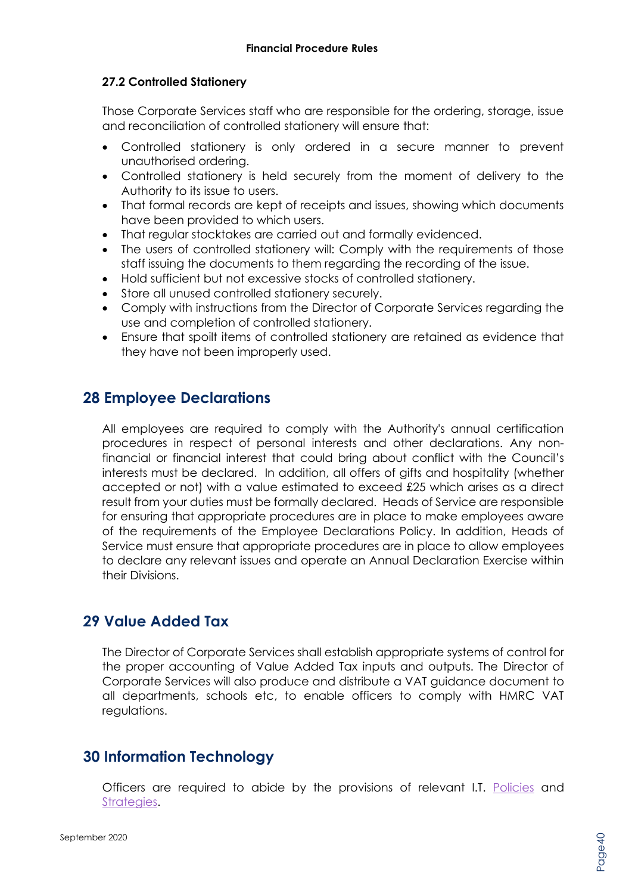### 27.2 Controlled Stationery

Those Corporate Services staff who are responsible for the ordering, storage, issue and reconciliation of controlled stationery will ensure that:

- Controlled stationery is only ordered in a secure manner to prevent unauthorised ordering.
- Controlled stationery is held securely from the moment of delivery to the Authority to its issue to users.
- That formal records are kept of receipts and issues, showing which documents have been provided to which users.
- That regular stocktakes are carried out and formally evidenced.
- The users of controlled stationery will: Comply with the requirements of those staff issuing the documents to them regarding the recording of the issue.
- Hold sufficient but not excessive stocks of controlled stationery.
- Store all unused controlled stationery securely.
- Comply with instructions from the Director of Corporate Services regarding the use and completion of controlled stationery.
- Ensure that spoilt items of controlled stationery are retained as evidence that they have not been improperly used.

## 28 Employee Declarations

All employees are required to comply with the Authority's annual certification procedures in respect of personal interests and other declarations. Any non-financial or financial interest that could bring about conflict with the Council's interests must be declared. In addition, all offers of gifts and hospitality (whether accepted or not) with a value estimated to exceed £25 which arises as a direct result from your duties must be formally declared. Heads of Service are responsible for ensuring that appropriate procedures are in place to make employees aware of the requirements of the Employee Declarations Policy. In addition, Heads of Service must ensure that appropriate procedures are in place to allow employees to declare any relevant issues and operate an Annual Declaration Exercise within their Divisions.

## 29 Value Added Tax

The Director of Corporate Services shall establish appropriate systems of control for the proper accounting of Value Added Tax inputs and outputs. The Director of Corporate Services will also produce and distribute a VAT guidance document to all departments, schools etc, to enable officers to comply with HMRC VAT regulations.

## 30 Information Technology

Officers are required to abide by the provisions of relevant I.T. Policies and Strategies.